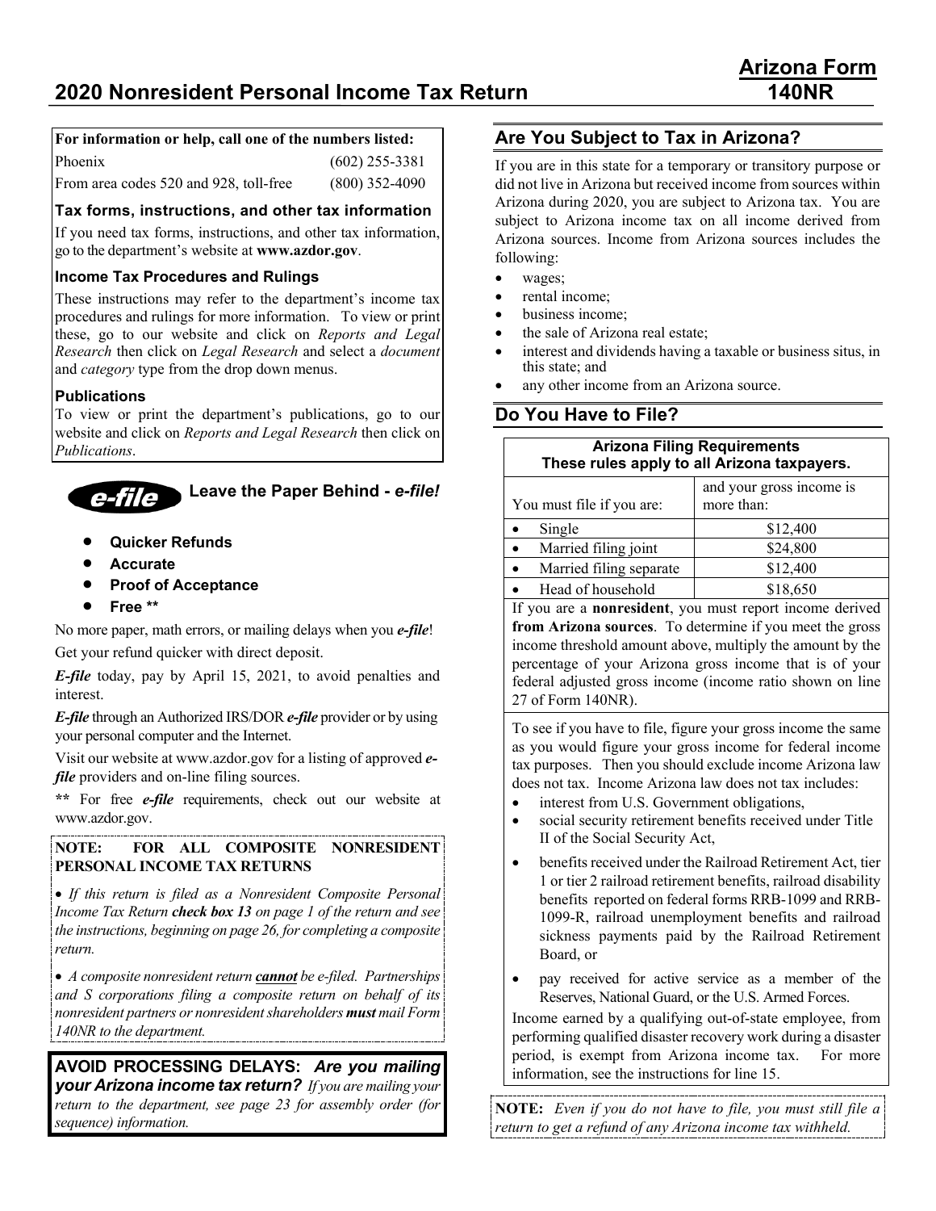# 2020 Nonresident Personal Income Tax Return

**Arizona Form 140NR**

**For information or help, call one of the numbers listed:**

| | |
|---|---|
| Phoenix | (602) 255-3381 |
| From area codes 520 and 928, toll-free | (800) 352-4090 |

### Tax forms, instructions, and other tax information

If you need tax forms, instructions, and other tax information, go to the department's website at **www.azdor.gov**.

### Income Tax Procedures and Rulings

These instructions may refer to the department's income tax procedures and rulings for more information. To view or print these, go to our website and click on *Reports and Legal Research* then click on *Legal Research* and select a *document* and *category* type from the drop down menus.

### Publications

To view or print the department's publications, go to our website and click on *Reports and Legal Research* then click on *Publications*.

**e-file Leave the Paper Behind - *e-file!***

- **Quicker Refunds**
- **Accurate**
- **Proof of Acceptance**
- **Free \*\***

No more paper, math errors, or mailing delays when you ***e-file***!

Get your refund quicker with direct deposit.

***E-file*** today, pay by April 15, 2021, to avoid penalties and interest.

***E-file*** through an Authorized IRS/DOR ***e-file*** provider or by using your personal computer and the Internet.

Visit our website at www.azdor.gov for a listing of approved ***e-file*** providers and on-line filing sources.

**\*\*** For free ***e-file*** requirements, check out our website at www.azdor.gov.

**NOTE: FOR ALL COMPOSITE NONRESIDENT PERSONAL INCOME TAX RETURNS**

- *If this return is filed as a Nonresident Composite Personal Income Tax Return **check box 13** on page 1 of the return and see the instructions, beginning on page 26, for completing a composite return.*
- *A composite nonresident return **cannot** be e-filed. Partnerships and S corporations filing a composite return on behalf of its nonresident partners or nonresident shareholders **must** mail Form 140NR to the department.*

**AVOID PROCESSING DELAYS: *Are you mailing your Arizona income tax return?*** *If you are mailing your return to the department, see page 23 for assembly order (for sequence) information.*

## Are You Subject to Tax in Arizona?

If you are in this state for a temporary or transitory purpose or did not live in Arizona but received income from sources within Arizona during 2020, you are subject to Arizona tax. You are subject to Arizona income tax on all income derived from Arizona sources. Income from Arizona sources includes the following:

- wages;
- rental income;
- business income;
- the sale of Arizona real estate;
- interest and dividends having a taxable or business situs, in this state; and
- any other income from an Arizona source.

## Do You Have to File?

**Arizona Filing Requirements**
**These rules apply to all Arizona taxpayers.**

| You must file if you are: | and your gross income is more than: |
|---|---|
| Single | $12,400 |
| Married filing joint | $24,800 |
| Married filing separate | $12,400 |
| Head of household | $18,650 |

If you are a **nonresident**, you must report income derived **from Arizona sources**. To determine if you meet the gross income threshold amount above, multiply the amount by the percentage of your Arizona gross income that is of your federal adjusted gross income (income ratio shown on line 27 of Form 140NR).

To see if you have to file, figure your gross income the same as you would figure your gross income for federal income tax purposes. Then you should exclude income Arizona law does not tax. Income Arizona law does not tax includes:

- interest from U.S. Government obligations,
- social security retirement benefits received under Title II of the Social Security Act,
- benefits received under the Railroad Retirement Act, tier 1 or tier 2 railroad retirement benefits, railroad disability benefits reported on federal forms RRB-1099 and RRB-1099-R, railroad unemployment benefits and railroad sickness payments paid by the Railroad Retirement Board, or
- pay received for active service as a member of the Reserves, National Guard, or the U.S. Armed Forces.

Income earned by a qualifying out-of-state employee, from performing qualified disaster recovery work during a disaster period, is exempt from Arizona income tax. For more information, see the instructions for line 15.

**NOTE:** *Even if you do not have to file, you must still file a return to get a refund of any Arizona income tax withheld.*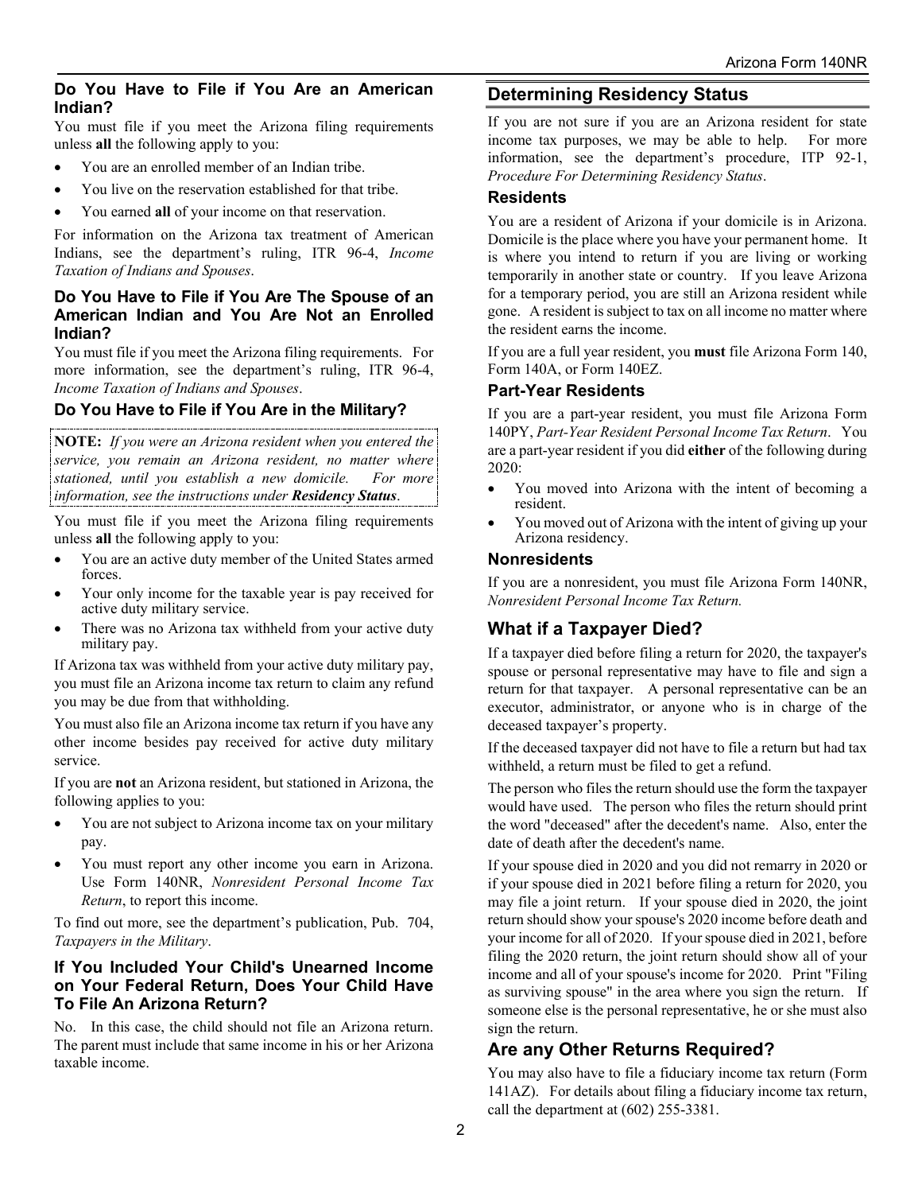### Do You Have to File if You Are an American Indian?

You must file if you meet the Arizona filing requirements unless **all** the following apply to you:

- You are an enrolled member of an Indian tribe.
- You live on the reservation established for that tribe.
- You earned **all** of your income on that reservation.

For information on the Arizona tax treatment of American Indians, see the department's ruling, ITR 96-4, *Income Taxation of Indians and Spouses*.

### Do You Have to File if You Are The Spouse of an American Indian and You Are Not an Enrolled Indian?

You must file if you meet the Arizona filing requirements. For more information, see the department's ruling, ITR 96-4, *Income Taxation of Indians and Spouses*.

### Do You Have to File if You Are in the Military?

**NOTE:** *If you were an Arizona resident when you entered the service, you remain an Arizona resident, no matter where stationed, until you establish a new domicile. For more information, see the instructions under* ***Residency Status****.*

You must file if you meet the Arizona filing requirements unless **all** the following apply to you:

- You are an active duty member of the United States armed forces.
- Your only income for the taxable year is pay received for active duty military service.
- There was no Arizona tax withheld from your active duty military pay.

If Arizona tax was withheld from your active duty military pay, you must file an Arizona income tax return to claim any refund you may be due from that withholding.

You must also file an Arizona income tax return if you have any other income besides pay received for active duty military service.

If you are **not** an Arizona resident, but stationed in Arizona, the following applies to you:

- You are not subject to Arizona income tax on your military pay.
- You must report any other income you earn in Arizona. Use Form 140NR, *Nonresident Personal Income Tax Return*, to report this income.

To find out more, see the department's publication, Pub. 704, *Taxpayers in the Military*.

### If You Included Your Child's Unearned Income on Your Federal Return, Does Your Child Have To File An Arizona Return?

No. In this case, the child should not file an Arizona return. The parent must include that same income in his or her Arizona taxable income.

## Determining Residency Status

If you are not sure if you are an Arizona resident for state income tax purposes, we may be able to help. For more information, see the department's procedure, ITP 92-1, *Procedure For Determining Residency Status*.

### Residents

You are a resident of Arizona if your domicile is in Arizona. Domicile is the place where you have your permanent home. It is where you intend to return if you are living or working temporarily in another state or country. If you leave Arizona for a temporary period, you are still an Arizona resident while gone. A resident is subject to tax on all income no matter where the resident earns the income.

If you are a full year resident, you **must** file Arizona Form 140, Form 140A, or Form 140EZ.

### Part-Year Residents

If you are a part-year resident, you must file Arizona Form 140PY, *Part-Year Resident Personal Income Tax Return*. You are a part-year resident if you did **either** of the following during 2020:

- You moved into Arizona with the intent of becoming a resident.
- You moved out of Arizona with the intent of giving up your Arizona residency.

### Nonresidents

If you are a nonresident, you must file Arizona Form 140NR, *Nonresident Personal Income Tax Return.*

## What if a Taxpayer Died?

If a taxpayer died before filing a return for 2020, the taxpayer's spouse or personal representative may have to file and sign a return for that taxpayer. A personal representative can be an executor, administrator, or anyone who is in charge of the deceased taxpayer's property.

If the deceased taxpayer did not have to file a return but had tax withheld, a return must be filed to get a refund.

The person who files the return should use the form the taxpayer would have used. The person who files the return should print the word "deceased" after the decedent's name. Also, enter the date of death after the decedent's name.

If your spouse died in 2020 and you did not remarry in 2020 or if your spouse died in 2021 before filing a return for 2020, you may file a joint return. If your spouse died in 2020, the joint return should show your spouse's 2020 income before death and your income for all of 2020. If your spouse died in 2021, before filing the 2020 return, the joint return should show all of your income and all of your spouse's income for 2020. Print "Filing as surviving spouse" in the area where you sign the return. If someone else is the personal representative, he or she must also sign the return.

## Are any Other Returns Required?

You may also have to file a fiduciary income tax return (Form 141AZ). For details about filing a fiduciary income tax return, call the department at (602) 255-3381.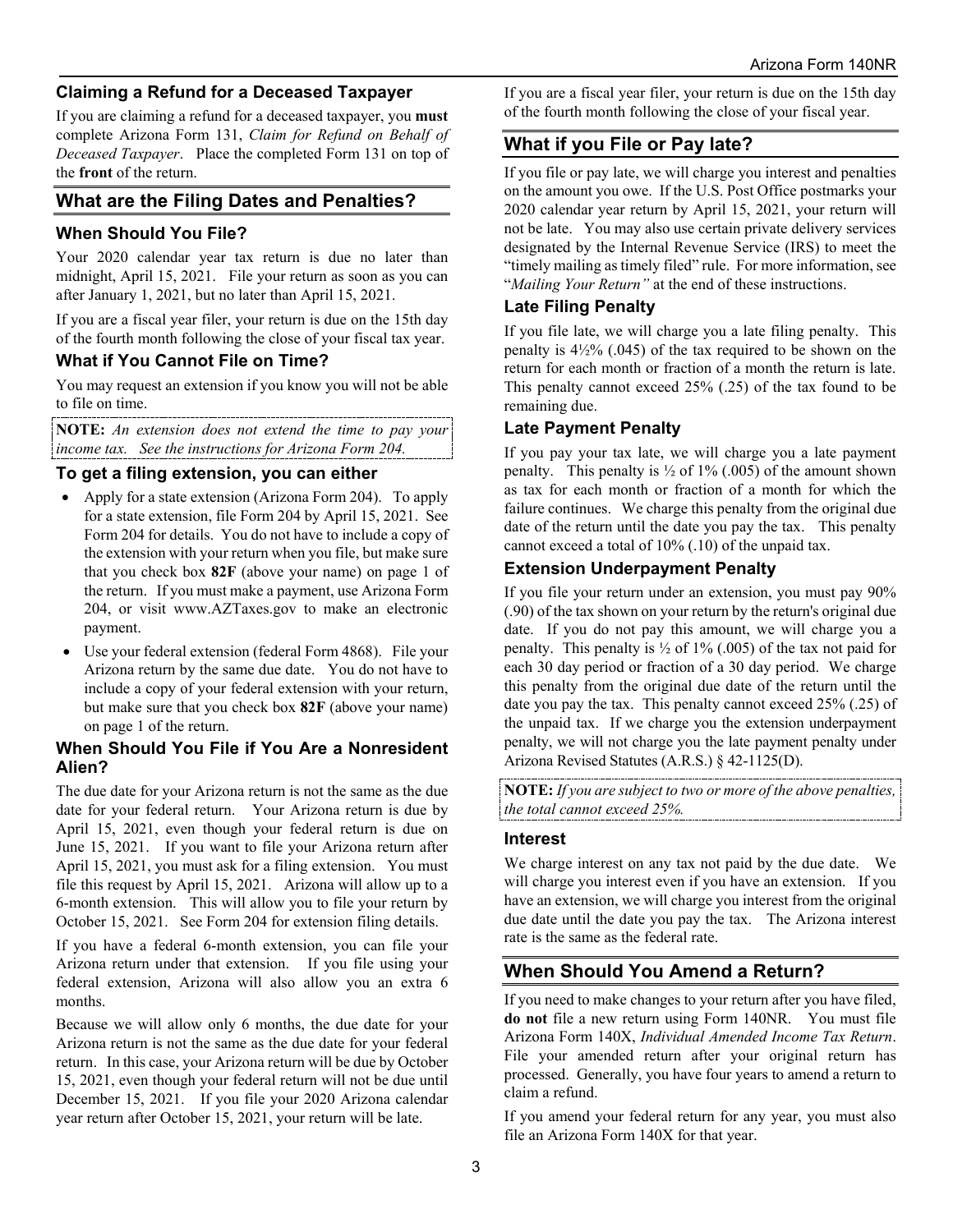## Claiming a Refund for a Deceased Taxpayer

If you are claiming a refund for a deceased taxpayer, you **must** complete Arizona Form 131, *Claim for Refund on Behalf of Deceased Taxpayer*. Place the completed Form 131 on top of the **front** of the return.

## What are the Filing Dates and Penalties?

### When Should You File?

Your 2020 calendar year tax return is due no later than midnight, April 15, 2021. File your return as soon as you can after January 1, 2021, but no later than April 15, 2021.

If you are a fiscal year filer, your return is due on the 15th day of the fourth month following the close of your fiscal tax year.

### What if You Cannot File on Time?

You may request an extension if you know you will not be able to file on time.

**NOTE:** *An extension does not extend the time to pay your income tax. See the instructions for Arizona Form 204.*

### To get a filing extension, you can either

- Apply for a state extension (Arizona Form 204). To apply for a state extension, file Form 204 by April 15, 2021. See Form 204 for details. You do not have to include a copy of the extension with your return when you file, but make sure that you check box **82F** (above your name) on page 1 of the return. If you must make a payment, use Arizona Form 204, or visit www.AZTaxes.gov to make an electronic payment.
- Use your federal extension (federal Form 4868). File your Arizona return by the same due date. You do not have to include a copy of your federal extension with your return, but make sure that you check box **82F** (above your name) on page 1 of the return.

### When Should You File if You Are a Nonresident Alien?

The due date for your Arizona return is not the same as the due date for your federal return. Your Arizona return is due by April 15, 2021, even though your federal return is due on June 15, 2021. If you want to file your Arizona return after April 15, 2021, you must ask for a filing extension. You must file this request by April 15, 2021. Arizona will allow up to a 6-month extension. This will allow you to file your return by October 15, 2021. See Form 204 for extension filing details.

If you have a federal 6-month extension, you can file your Arizona return under that extension. If you file using your federal extension, Arizona will also allow you an extra 6 months.

Because we will allow only 6 months, the due date for your Arizona return is not the same as the due date for your federal return. In this case, your Arizona return will be due by October 15, 2021, even though your federal return will not be due until December 15, 2021. If you file your 2020 Arizona calendar year return after October 15, 2021, your return will be late.

If you are a fiscal year filer, your return is due on the 15th day of the fourth month following the close of your fiscal year.

## What if you File or Pay late?

If you file or pay late, we will charge you interest and penalties on the amount you owe. If the U.S. Post Office postmarks your 2020 calendar year return by April 15, 2021, your return will not be late. You may also use certain private delivery services designated by the Internal Revenue Service (IRS) to meet the "timely mailing as timely filed" rule. For more information, see "*Mailing Your Return"* at the end of these instructions.

### Late Filing Penalty

If you file late, we will charge you a late filing penalty. This penalty is 4½% (.045) of the tax required to be shown on the return for each month or fraction of a month the return is late. This penalty cannot exceed 25% (.25) of the tax found to be remaining due.

### Late Payment Penalty

If you pay your tax late, we will charge you a late payment penalty. This penalty is ½ of 1% (.005) of the amount shown as tax for each month or fraction of a month for which the failure continues. We charge this penalty from the original due date of the return until the date you pay the tax. This penalty cannot exceed a total of 10% (.10) of the unpaid tax.

### Extension Underpayment Penalty

If you file your return under an extension, you must pay 90% (.90) of the tax shown on your return by the return's original due date. If you do not pay this amount, we will charge you a penalty. This penalty is ½ of 1% (.005) of the tax not paid for each 30 day period or fraction of a 30 day period. We charge this penalty from the original due date of the return until the date you pay the tax. This penalty cannot exceed 25% (.25) of the unpaid tax. If we charge you the extension underpayment penalty, we will not charge you the late payment penalty under Arizona Revised Statutes (A.R.S.) § 42-1125(D).

**NOTE:** *If you are subject to two or more of the above penalties, the total cannot exceed 25%.*

### Interest

We charge interest on any tax not paid by the due date. We will charge you interest even if you have an extension. If you have an extension, we will charge you interest from the original due date until the date you pay the tax. The Arizona interest rate is the same as the federal rate.

## When Should You Amend a Return?

If you need to make changes to your return after you have filed, **do not** file a new return using Form 140NR. You must file Arizona Form 140X, *Individual Amended Income Tax Return*. File your amended return after your original return has processed. Generally, you have four years to amend a return to claim a refund.

If you amend your federal return for any year, you must also file an Arizona Form 140X for that year.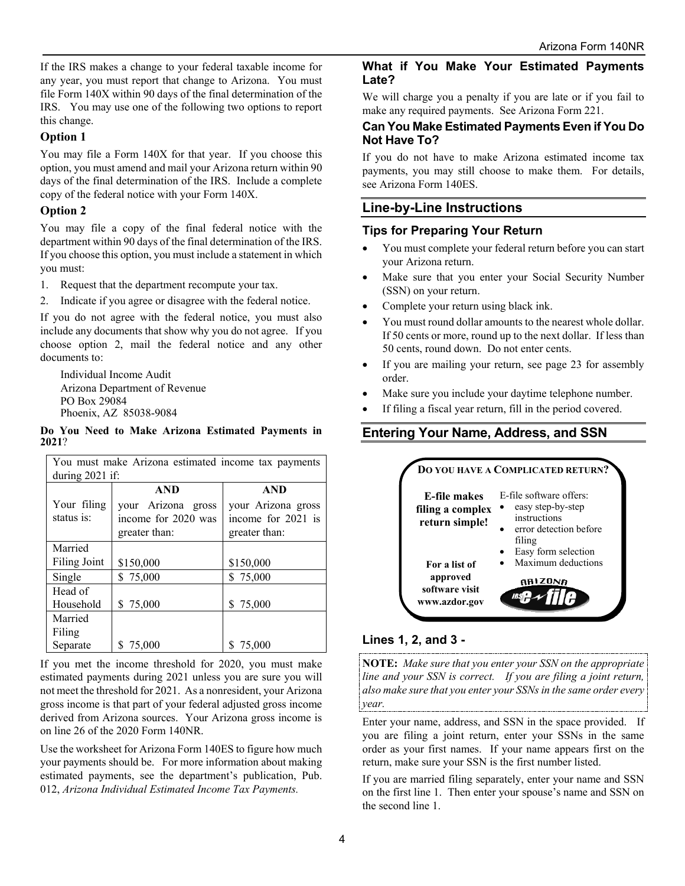If the IRS makes a change to your federal taxable income for any year, you must report that change to Arizona. You must file Form 140X within 90 days of the final determination of the IRS. You may use one of the following two options to report this change.

### Option 1

You may file a Form 140X for that year. If you choose this option, you must amend and mail your Arizona return within 90 days of the final determination of the IRS. Include a complete copy of the federal notice with your Form 140X.

### Option 2

You may file a copy of the final federal notice with the department within 90 days of the final determination of the IRS. If you choose this option, you must include a statement in which you must:

1. Request that the department recompute your tax.
2. Indicate if you agree or disagree with the federal notice.

If you do not agree with the federal notice, you must also include any documents that show why you do not agree. If you choose option 2, mail the federal notice and any other documents to:

Individual Income Audit
Arizona Department of Revenue
PO Box 29084
Phoenix, AZ 85038-9084

**Do You Need to Make Arizona Estimated Payments in 2021?**

| You must make Arizona estimated income tax payments during 2021 if: | | |
|---|---|---|
| Your filing status is: | **AND** your Arizona gross income for 2020 was greater than: | **AND** your Arizona gross income for 2021 is greater than: |
| Married Filing Joint | $150,000 | $150,000 |
| Single | $ 75,000 | $ 75,000 |
| Head of Household | $ 75,000 | $ 75,000 |
| Married Filing Separate | $ 75,000 | $ 75,000 |

If you met the income threshold for 2020, you must make estimated payments during 2021 unless you are sure you will not meet the threshold for 2021. As a nonresident, your Arizona gross income is that part of your federal adjusted gross income derived from Arizona sources. Your Arizona gross income is on line 26 of the 2020 Form 140NR.

Use the worksheet for Arizona Form 140ES to figure how much your payments should be. For more information about making estimated payments, see the department's publication, Pub. 012, *Arizona Individual Estimated Income Tax Payments.*

### What if You Make Your Estimated Payments Late?

We will charge you a penalty if you are late or if you fail to make any required payments. See Arizona Form 221.

### Can You Make Estimated Payments Even if You Do Not Have To?

If you do not have to make Arizona estimated income tax payments, you may still choose to make them. For details, see Arizona Form 140ES.

## Line-by-Line Instructions

### Tips for Preparing Your Return

- You must complete your federal return before you can start your Arizona return.
- Make sure that you enter your Social Security Number (SSN) on your return.
- Complete your return using black ink.
- You must round dollar amounts to the nearest whole dollar. If 50 cents or more, round up to the next dollar. If less than 50 cents, round down. Do not enter cents.
- If you are mailing your return, see page 23 for assembly order.
- Make sure you include your daytime telephone number.
- If filing a fiscal year return, fill in the period covered.

## Entering Your Name, Address, and SSN

**DO YOU HAVE A COMPLICATED RETURN?**

**E-file makes filing a complex return simple!**

E-file software offers:
- easy step-by-step instructions
- error detection before filing
- Easy form selection
- Maximum deductions

**For a list of approved software visit www.azdor.gov**

### Lines 1, 2, and 3 -

**NOTE:** *Make sure that you enter your SSN on the appropriate line and your SSN is correct. If you are filing a joint return, also make sure that you enter your SSNs in the same order every year.*

Enter your name, address, and SSN in the space provided. If you are filing a joint return, enter your SSNs in the same order as your first names. If your name appears first on the return, make sure your SSN is the first number listed.

If you are married filing separately, enter your name and SSN on the first line 1. Then enter your spouse's name and SSN on the second line 1.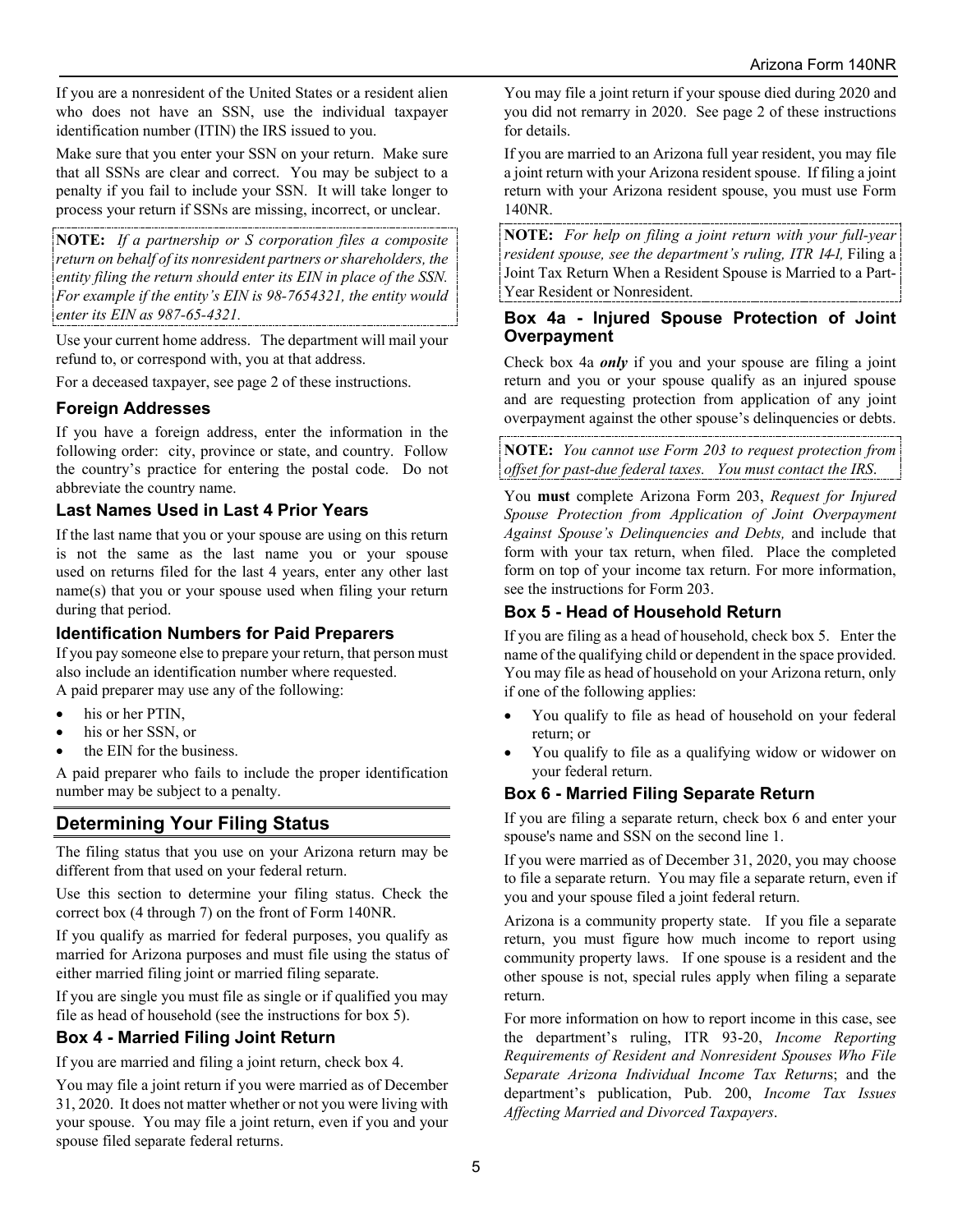If you are a nonresident of the United States or a resident alien who does not have an SSN, use the individual taxpayer identification number (ITIN) the IRS issued to you.

Make sure that you enter your SSN on your return. Make sure that all SSNs are clear and correct. You may be subject to a penalty if you fail to include your SSN. It will take longer to process your return if SSNs are missing, incorrect, or unclear.

**NOTE:** *If a partnership or S corporation files a composite return on behalf of its nonresident partners or shareholders, the entity filing the return should enter its EIN in place of the SSN. For example if the entity's EIN is 98-7654321, the entity would enter its EIN as 987-65-4321.*

Use your current home address. The department will mail your refund to, or correspond with, you at that address.

For a deceased taxpayer, see page 2 of these instructions.

### Foreign Addresses

If you have a foreign address, enter the information in the following order: city, province or state, and country. Follow the country's practice for entering the postal code. Do not abbreviate the country name.

### Last Names Used in Last 4 Prior Years

If the last name that you or your spouse are using on this return is not the same as the last name you or your spouse used on returns filed for the last 4 years, enter any other last name(s) that you or your spouse used when filing your return during that period.

### Identification Numbers for Paid Preparers

If you pay someone else to prepare your return, that person must also include an identification number where requested.

A paid preparer may use any of the following:

- his or her PTIN,
- his or her SSN, or
- the EIN for the business.

A paid preparer who fails to include the proper identification number may be subject to a penalty.

## Determining Your Filing Status

The filing status that you use on your Arizona return may be different from that used on your federal return.

Use this section to determine your filing status. Check the correct box (4 through 7) on the front of Form 140NR.

If you qualify as married for federal purposes, you qualify as married for Arizona purposes and must file using the status of either married filing joint or married filing separate.

If you are single you must file as single or if qualified you may file as head of household (see the instructions for box 5).

### Box 4 - Married Filing Joint Return

If you are married and filing a joint return, check box 4.

You may file a joint return if you were married as of December 31, 2020. It does not matter whether or not you were living with your spouse. You may file a joint return, even if you and your spouse filed separate federal returns.

You may file a joint return if your spouse died during 2020 and you did not remarry in 2020. See page 2 of these instructions for details.

If you are married to an Arizona full year resident, you may file a joint return with your Arizona resident spouse. If filing a joint return with your Arizona resident spouse, you must use Form 140NR.

**NOTE:** *For help on filing a joint return with your full-year resident spouse, see the department's ruling, ITR 14-1,* Filing a Joint Tax Return When a Resident Spouse is Married to a Part-Year Resident or Nonresident.

### Box 4a - Injured Spouse Protection of Joint Overpayment

Check box 4a ***only*** if you and your spouse are filing a joint return and you or your spouse qualify as an injured spouse and are requesting protection from application of any joint overpayment against the other spouse's delinquencies or debts.

**NOTE:** *You cannot use Form 203 to request protection from offset for past-due federal taxes. You must contact the IRS.*

You **must** complete Arizona Form 203, *Request for Injured Spouse Protection from Application of Joint Overpayment Against Spouse's Delinquencies and Debts,* and include that form with your tax return, when filed. Place the completed form on top of your income tax return. For more information, see the instructions for Form 203.

### Box 5 - Head of Household Return

If you are filing as a head of household, check box 5. Enter the name of the qualifying child or dependent in the space provided. You may file as head of household on your Arizona return, only if one of the following applies:

- You qualify to file as head of household on your federal return; or
- You qualify to file as a qualifying widow or widower on your federal return.

### Box 6 - Married Filing Separate Return

If you are filing a separate return, check box 6 and enter your spouse's name and SSN on the second line 1.

If you were married as of December 31, 2020, you may choose to file a separate return. You may file a separate return, even if you and your spouse filed a joint federal return.

Arizona is a community property state. If you file a separate return, you must figure how much income to report using community property laws. If one spouse is a resident and the other spouse is not, special rules apply when filing a separate return.

For more information on how to report income in this case, see the department's ruling, ITR 93-20, *Income Reporting Requirements of Resident and Nonresident Spouses Who File Separate Arizona Individual Income Tax Returns*; and the department's publication, Pub. 200, *Income Tax Issues Affecting Married and Divorced Taxpayers*.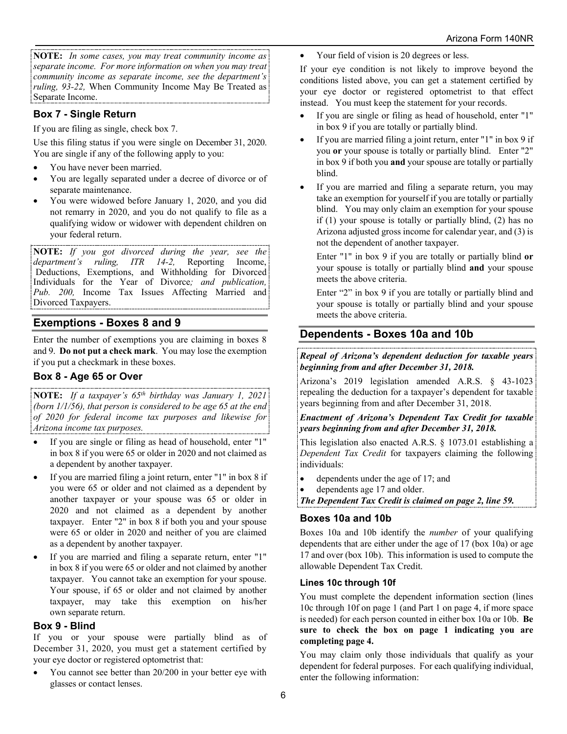**NOTE:** *In some cases, you may treat community income as separate income. For more information on when you may treat community income as separate income, see the department's ruling, 93-22,* When Community Income May Be Treated as Separate Income.

### Box 7 - Single Return

If you are filing as single, check box 7.

Use this filing status if you were single on December 31, 2020. You are single if any of the following apply to you:

- You have never been married.
- You are legally separated under a decree of divorce or of separate maintenance.
- You were widowed before January 1, 2020, and you did not remarry in 2020, and you do not qualify to file as a qualifying widow or widower with dependent children on your federal return.

**NOTE:** *If you got divorced during the year, see the department's ruling, ITR 14-2,* Reporting Income, Deductions, Exemptions, and Withholding for Divorced Individuals for the Year of Divorce*; and publication, Pub. 200,* Income Tax Issues Affecting Married and Divorced Taxpayers.

## Exemptions - Boxes 8 and 9

Enter the number of exemptions you are claiming in boxes 8 and 9. **Do not put a check mark**. You may lose the exemption if you put a checkmark in these boxes.

### Box 8 - Age 65 or Over

**NOTE:** *If a taxpayer's 65th birthday was January 1, 2021 (born 1/1/56), that person is considered to be age 65 at the end of 2020 for federal income tax purposes and likewise for Arizona income tax purposes.*

- If you are single or filing as head of household, enter "1" in box 8 if you were 65 or older in 2020 and not claimed as a dependent by another taxpayer.
- If you are married filing a joint return, enter "1" in box 8 if you were 65 or older and not claimed as a dependent by another taxpayer or your spouse was 65 or older in 2020 and not claimed as a dependent by another taxpayer. Enter "2" in box 8 if both you and your spouse were 65 or older in 2020 and neither of you are claimed as a dependent by another taxpayer.
- If you are married and filing a separate return, enter "1" in box 8 if you were 65 or older and not claimed by another taxpayer. You cannot take an exemption for your spouse. Your spouse, if 65 or older and not claimed by another taxpayer, may take this exemption on his/her own separate return.

### Box 9 - Blind

If you or your spouse were partially blind as of December 31, 2020, you must get a statement certified by your eye doctor or registered optometrist that:

- You cannot see better than 20/200 in your better eye with glasses or contact lenses.
- Your field of vision is 20 degrees or less.

If your eye condition is not likely to improve beyond the conditions listed above, you can get a statement certified by your eye doctor or registered optometrist to that effect instead. You must keep the statement for your records.

- If you are single or filing as head of household, enter "1" in box 9 if you are totally or partially blind.
- If you are married filing a joint return, enter "1" in box 9 if you **or** your spouse is totally or partially blind. Enter "2" in box 9 if both you **and** your spouse are totally or partially blind.
- If you are married and filing a separate return, you may take an exemption for yourself if you are totally or partially blind. You may only claim an exemption for your spouse if (1) your spouse is totally or partially blind, (2) has no Arizona adjusted gross income for calendar year, and (3) is not the dependent of another taxpayer.

  Enter "1" in box 9 if you are totally or partially blind **or** your spouse is totally or partially blind **and** your spouse meets the above criteria.

  Enter "2" in box 9 if you are totally or partially blind and your spouse is totally or partially blind and your spouse meets the above criteria.

## Dependents - Boxes 10a and 10b

***Repeal of Arizona's dependent deduction for taxable years beginning from and after December 31, 2018.***

Arizona's 2019 legislation amended A.R.S. § 43-1023 repealing the deduction for a taxpayer's dependent for taxable years beginning from and after December 31, 2018.

***Enactment of Arizona's Dependent Tax Credit for taxable years beginning from and after December 31, 2018.***

This legislation also enacted A.R.S. § 1073.01 establishing a *Dependent Tax Credit* for taxpayers claiming the following individuals:

- dependents under the age of 17; and
- dependents age 17 and older.

***The Dependent Tax Credit is claimed on page 2, line 59.***

### Boxes 10a and 10b

Boxes 10a and 10b identify the *number* of your qualifying dependents that are either under the age of 17 (box 10a) or age 17 and over (box 10b). This information is used to compute the allowable Dependent Tax Credit.

#### Lines 10c through 10f

You must complete the dependent information section (lines 10c through 10f on page 1 (and Part 1 on page 4, if more space is needed) for each person counted in either box 10a or 10b. **Be sure to check the box on page 1 indicating you are completing page 4.**

You may claim only those individuals that qualify as your dependent for federal purposes. For each qualifying individual, enter the following information: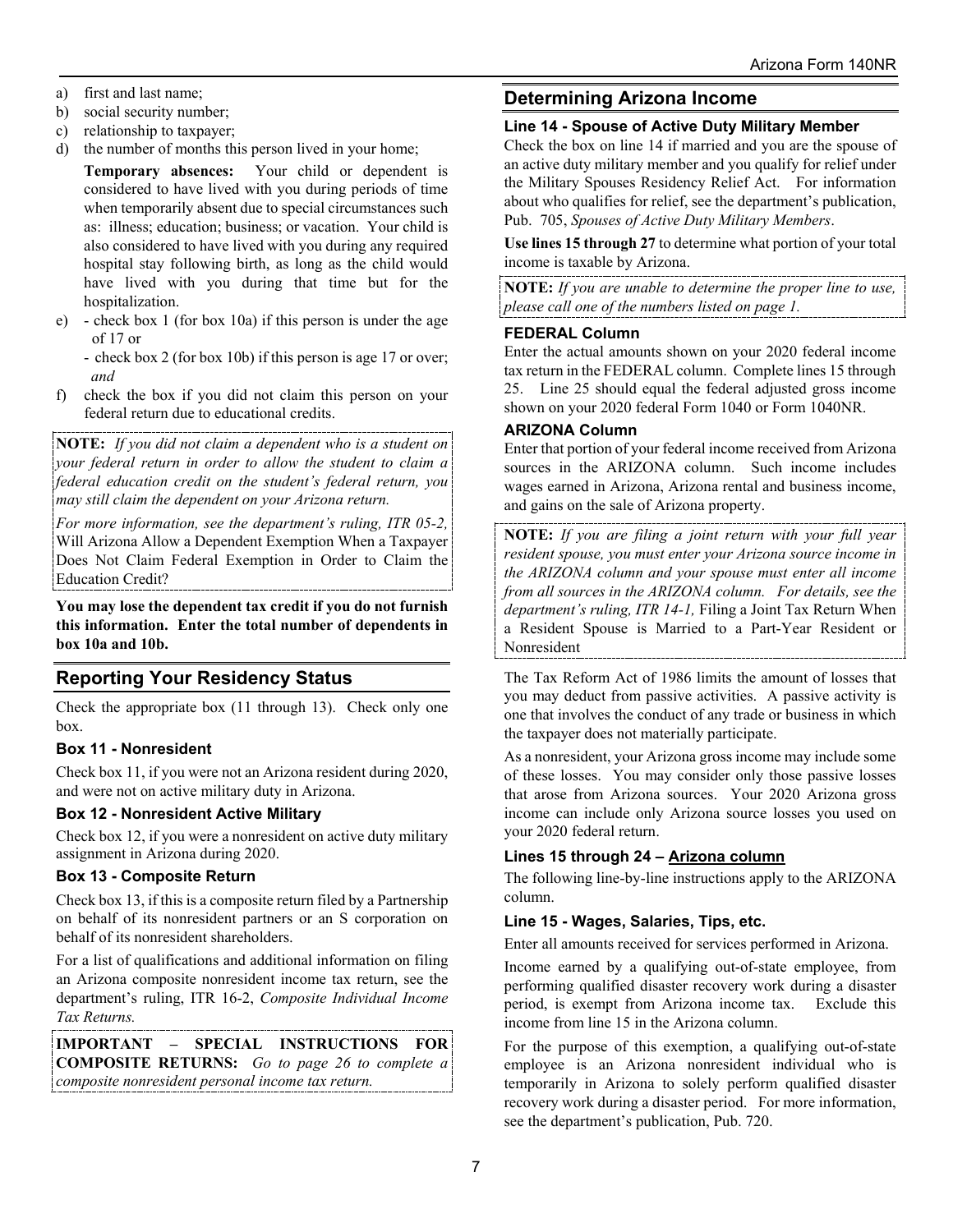a) first and last name;
b) social security number;
c) relationship to taxpayer;
d) the number of months this person lived in your home;

   **Temporary absences:** Your child or dependent is considered to have lived with you during periods of time when temporarily absent due to special circumstances such as: illness; education; business; or vacation. Your child is also considered to have lived with you during any required hospital stay following birth, as long as the child would have lived with you during that time but for the hospitalization.

e) - check box 1 (for box 10a) if this person is under the age of 17 or

   - check box 2 (for box 10b) if this person is age 17 or over; *and*

f) check the box if you did not claim this person on your federal return due to educational credits.

**NOTE:** *If you did not claim a dependent who is a student on your federal return in order to allow the student to claim a federal education credit on the student's federal return, you may still claim the dependent on your Arizona return.*

*For more information, see the department's ruling, ITR 05-2,* Will Arizona Allow a Dependent Exemption When a Taxpayer Does Not Claim Federal Exemption in Order to Claim the Education Credit?

**You may lose the dependent tax credit if you do not furnish this information. Enter the total number of dependents in box 10a and 10b.**

## Reporting Your Residency Status

Check the appropriate box (11 through 13). Check only one box.

### Box 11 - Nonresident

Check box 11, if you were not an Arizona resident during 2020, and were not on active military duty in Arizona.

### Box 12 - Nonresident Active Military

Check box 12, if you were a nonresident on active duty military assignment in Arizona during 2020.

### Box 13 - Composite Return

Check box 13, if this is a composite return filed by a Partnership on behalf of its nonresident partners or an S corporation on behalf of its nonresident shareholders.

For a list of qualifications and additional information on filing an Arizona composite nonresident income tax return, see the department's ruling, ITR 16-2, *Composite Individual Income Tax Returns.*

**IMPORTANT – SPECIAL INSTRUCTIONS FOR COMPOSITE RETURNS:** *Go to page 26 to complete a composite nonresident personal income tax return.*

## Determining Arizona Income

### Line 14 - Spouse of Active Duty Military Member

Check the box on line 14 if married and you are the spouse of an active duty military member and you qualify for relief under the Military Spouses Residency Relief Act. For information about who qualifies for relief, see the department's publication, Pub. 705, *Spouses of Active Duty Military Members*.

**Use lines 15 through 27** to determine what portion of your total income is taxable by Arizona.

**NOTE:** *If you are unable to determine the proper line to use, please call one of the numbers listed on page 1.*

### FEDERAL Column

Enter the actual amounts shown on your 2020 federal income tax return in the FEDERAL column. Complete lines 15 through 25. Line 25 should equal the federal adjusted gross income shown on your 2020 federal Form 1040 or Form 1040NR.

### ARIZONA Column

Enter that portion of your federal income received from Arizona sources in the ARIZONA column. Such income includes wages earned in Arizona, Arizona rental and business income, and gains on the sale of Arizona property.

**NOTE:** *If you are filing a joint return with your full year resident spouse, you must enter your Arizona source income in the ARIZONA column and your spouse must enter all income from all sources in the ARIZONA column. For details, see the department's ruling, ITR 14-1,* Filing a Joint Tax Return When a Resident Spouse is Married to a Part-Year Resident or Nonresident

The Tax Reform Act of 1986 limits the amount of losses that you may deduct from passive activities. A passive activity is one that involves the conduct of any trade or business in which the taxpayer does not materially participate.

As a nonresident, your Arizona gross income may include some of these losses. You may consider only those passive losses that arose from Arizona sources. Your 2020 Arizona gross income can include only Arizona source losses you used on your 2020 federal return.

### Lines 15 through 24 – Arizona column

The following line-by-line instructions apply to the ARIZONA column.

### Line 15 - Wages, Salaries, Tips, etc.

Enter all amounts received for services performed in Arizona.

Income earned by a qualifying out-of-state employee, from performing qualified disaster recovery work during a disaster period, is exempt from Arizona income tax. Exclude this income from line 15 in the Arizona column.

For the purpose of this exemption, a qualifying out-of-state employee is an Arizona nonresident individual who is temporarily in Arizona to solely perform qualified disaster recovery work during a disaster period. For more information, see the department's publication, Pub. 720.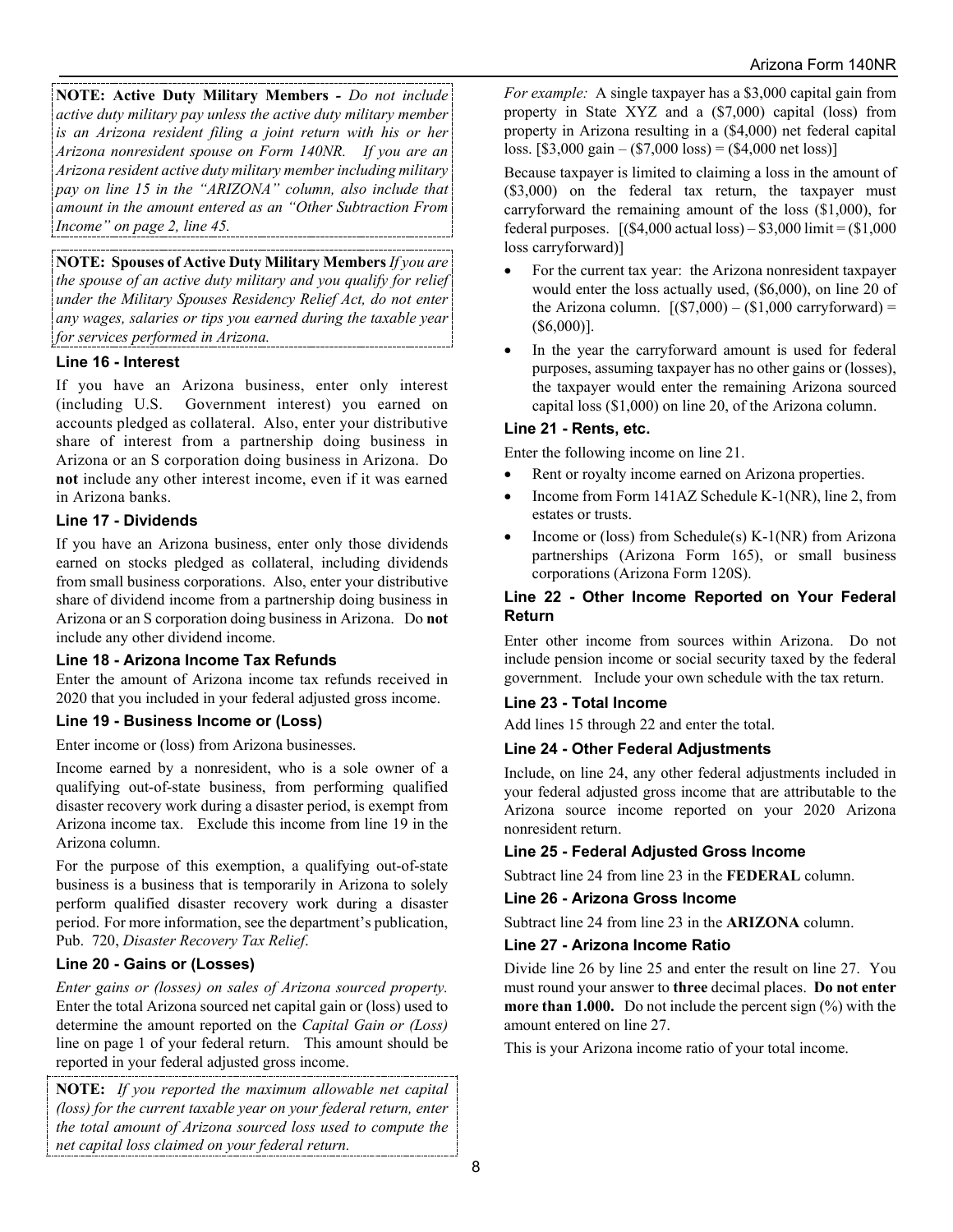**NOTE: Active Duty Military Members -** *Do not include active duty military pay unless the active duty military member is an Arizona resident filing a joint return with his or her Arizona nonresident spouse on Form 140NR. If you are an Arizona resident active duty military member including military pay on line 15 in the "ARIZONA" column, also include that amount in the amount entered as an "Other Subtraction From Income" on page 2, line 45.*

**NOTE: Spouses of Active Duty Military Members** *If you are the spouse of an active duty military and you qualify for relief under the Military Spouses Residency Relief Act, do not enter any wages, salaries or tips you earned during the taxable year for services performed in Arizona.*

### Line 16 - Interest

If you have an Arizona business, enter only interest (including U.S. Government interest) you earned on accounts pledged as collateral. Also, enter your distributive share of interest from a partnership doing business in Arizona or an S corporation doing business in Arizona. Do **not** include any other interest income, even if it was earned in Arizona banks.

### Line 17 - Dividends

If you have an Arizona business, enter only those dividends earned on stocks pledged as collateral, including dividends from small business corporations. Also, enter your distributive share of dividend income from a partnership doing business in Arizona or an S corporation doing business in Arizona. Do **not** include any other dividend income.

### Line 18 - Arizona Income Tax Refunds

Enter the amount of Arizona income tax refunds received in 2020 that you included in your federal adjusted gross income.

### Line 19 - Business Income or (Loss)

Enter income or (loss) from Arizona businesses.

Income earned by a nonresident, who is a sole owner of a qualifying out-of-state business, from performing qualified disaster recovery work during a disaster period, is exempt from Arizona income tax. Exclude this income from line 19 in the Arizona column.

For the purpose of this exemption, a qualifying out-of-state business is a business that is temporarily in Arizona to solely perform qualified disaster recovery work during a disaster period. For more information, see the department's publication, Pub. 720, *Disaster Recovery Tax Relief*.

### Line 20 - Gains or (Losses)

*Enter gains or (losses) on sales of Arizona sourced property.* Enter the total Arizona sourced net capital gain or (loss) used to determine the amount reported on the *Capital Gain or (Loss)* line on page 1 of your federal return. This amount should be reported in your federal adjusted gross income.

**NOTE:** *If you reported the maximum allowable net capital (loss) for the current taxable year on your federal return, enter the total amount of Arizona sourced loss used to compute the net capital loss claimed on your federal return.*

*For example:* A single taxpayer has a $3,000 capital gain from property in State XYZ and a ($7,000) capital (loss) from property in Arizona resulting in a ($4,000) net federal capital loss. [$3,000 gain – ($7,000 loss) = ($4,000 net loss)]

Because taxpayer is limited to claiming a loss in the amount of ($3,000) on the federal tax return, the taxpayer must carryforward the remaining amount of the loss ($1,000), for federal purposes. [($4,000 actual loss) – $3,000 limit = ($1,000 loss carryforward)]

- For the current tax year: the Arizona nonresident taxpayer would enter the loss actually used, ($6,000), on line 20 of the Arizona column. [($7,000) – ($1,000 carryforward) = ($6,000)].
- In the year the carryforward amount is used for federal purposes, assuming taxpayer has no other gains or (losses), the taxpayer would enter the remaining Arizona sourced capital loss ($1,000) on line 20, of the Arizona column.

### Line 21 - Rents, etc.

Enter the following income on line 21.

- Rent or royalty income earned on Arizona properties.
- Income from Form 141AZ Schedule K-1(NR), line 2, from estates or trusts.
- Income or (loss) from Schedule(s) K-1(NR) from Arizona partnerships (Arizona Form 165), or small business corporations (Arizona Form 120S).

### Line 22 - Other Income Reported on Your Federal Return

Enter other income from sources within Arizona. Do not include pension income or social security taxed by the federal government. Include your own schedule with the tax return.

### Line 23 - Total Income

Add lines 15 through 22 and enter the total.

### Line 24 - Other Federal Adjustments

Include, on line 24, any other federal adjustments included in your federal adjusted gross income that are attributable to the Arizona source income reported on your 2020 Arizona nonresident return.

### Line 25 - Federal Adjusted Gross Income

Subtract line 24 from line 23 in the **FEDERAL** column.

### Line 26 - Arizona Gross Income

Subtract line 24 from line 23 in the **ARIZONA** column.

### Line 27 - Arizona Income Ratio

Divide line 26 by line 25 and enter the result on line 27. You must round your answer to **three** decimal places. **Do not enter more than 1.000.** Do not include the percent sign (%) with the amount entered on line 27.

This is your Arizona income ratio of your total income.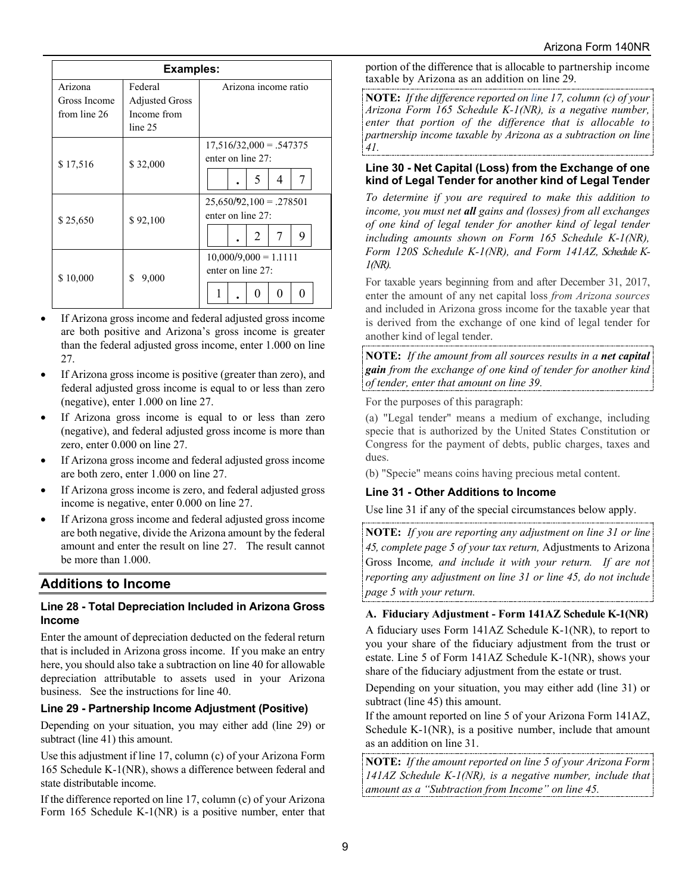| Examples: | | |
|---|---|---|
| Arizona Gross Income from line 26 | Federal Adjusted Gross Income from line 25 | Arizona income ratio |
| $ 17,516 | $ 32,000 | 17,516/32,000 = .547375 enter on line 27: . 5 4 7 |
| $ 25,650 | $ 92,100 | 25,650/92,100 = .278501 enter on line 27: . 2 7 9 |
| $ 10,000 | $ 9,000 | 10,000/9,000 = 1.1111 enter on line 27: 1 . 0 0 0 |

- If Arizona gross income and federal adjusted gross income are both positive and Arizona's gross income is greater than the federal adjusted gross income, enter 1.000 on line 27.
- If Arizona gross income is positive (greater than zero), and federal adjusted gross income is equal to or less than zero (negative), enter 1.000 on line 27.
- If Arizona gross income is equal to or less than zero (negative), and federal adjusted gross income is more than zero, enter 0.000 on line 27.
- If Arizona gross income and federal adjusted gross income are both zero, enter 1.000 on line 27.
- If Arizona gross income is zero, and federal adjusted gross income is negative, enter 0.000 on line 27.
- If Arizona gross income and federal adjusted gross income are both negative, divide the Arizona amount by the federal amount and enter the result on line 27. The result cannot be more than 1.000.

## Additions to Income

### Line 28 - Total Depreciation Included in Arizona Gross Income

Enter the amount of depreciation deducted on the federal return that is included in Arizona gross income. If you make an entry here, you should also take a subtraction on line 40 for allowable depreciation attributable to assets used in your Arizona business. See the instructions for line 40.

### Line 29 - Partnership Income Adjustment (Positive)

Depending on your situation, you may either add (line 29) or subtract (line 41) this amount.

Use this adjustment if line 17, column (c) of your Arizona Form 165 Schedule K-1(NR), shows a difference between federal and state distributable income.

If the difference reported on line 17, column (c) of your Arizona Form 165 Schedule K-1(NR) is a positive number, enter that portion of the difference that is allocable to partnership income taxable by Arizona as an addition on line 29.

**NOTE:** *If the difference reported on line 17, column (c) of your Arizona Form 165 Schedule K-1(NR), is a negative number, enter that portion of the difference that is allocable to partnership income taxable by Arizona as a subtraction on line 41.*

### Line 30 - Net Capital (Loss) from the Exchange of one kind of Legal Tender for another kind of Legal Tender

*To determine if you are required to make this addition to income, you must net **all** gains and (losses) from all exchanges of one kind of legal tender for another kind of legal tender including amounts shown on Form 165 Schedule K-1(NR), Form 120S Schedule K-1(NR), and Form 141AZ, Schedule K-1(NR).*

For taxable years beginning from and after December 31, 2017, enter the amount of any net capital loss *from Arizona sources* and included in Arizona gross income for the taxable year that is derived from the exchange of one kind of legal tender for another kind of legal tender.

**NOTE:** *If the amount from all sources results in a **net capital gain** from the exchange of one kind of tender for another kind of tender, enter that amount on line 39.*

For the purposes of this paragraph:

(a) "Legal tender" means a medium of exchange, including specie that is authorized by the United States Constitution or Congress for the payment of debts, public charges, taxes and dues.

(b) "Specie" means coins having precious metal content.

### Line 31 - Other Additions to Income

Use line 31 if any of the special circumstances below apply.

**NOTE:** *If you are reporting any adjustment on line 31 or line 45, complete page 5 of your tax return,* Adjustments to Arizona Gross Income*, and include it with your return. If are not reporting any adjustment on line 31 or line 45, do not include page 5 with your return.*

#### A. Fiduciary Adjustment - Form 141AZ Schedule K-1(NR)

A fiduciary uses Form 141AZ Schedule K-1(NR), to report to you your share of the fiduciary adjustment from the trust or estate. Line 5 of Form 141AZ Schedule K-1(NR), shows your share of the fiduciary adjustment from the estate or trust.

Depending on your situation, you may either add (line 31) or subtract (line 45) this amount.

If the amount reported on line 5 of your Arizona Form 141AZ, Schedule K-1(NR), is a positive number, include that amount as an addition on line 31.

**NOTE:** *If the amount reported on line 5 of your Arizona Form 141AZ Schedule K-1(NR), is a negative number, include that amount as a "Subtraction from Income" on line 45.*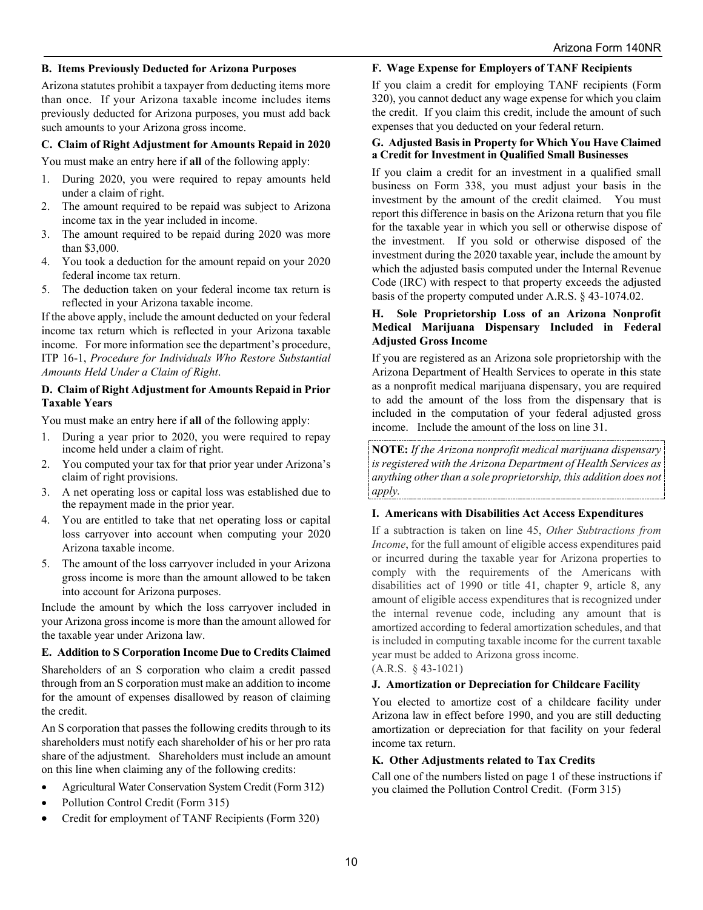### B. Items Previously Deducted for Arizona Purposes

Arizona statutes prohibit a taxpayer from deducting items more than once. If your Arizona taxable income includes items previously deducted for Arizona purposes, you must add back such amounts to your Arizona gross income.

### C. Claim of Right Adjustment for Amounts Repaid in 2020

You must make an entry here if **all** of the following apply:

1. During 2020, you were required to repay amounts held under a claim of right.
2. The amount required to be repaid was subject to Arizona income tax in the year included in income.
3. The amount required to be repaid during 2020 was more than $3,000.
4. You took a deduction for the amount repaid on your 2020 federal income tax return.
5. The deduction taken on your federal income tax return is reflected in your Arizona taxable income.

If the above apply, include the amount deducted on your federal income tax return which is reflected in your Arizona taxable income. For more information see the department's procedure, ITP 16-1, *Procedure for Individuals Who Restore Substantial Amounts Held Under a Claim of Right*.

### D. Claim of Right Adjustment for Amounts Repaid in Prior Taxable Years

You must make an entry here if **all** of the following apply:

1. During a year prior to 2020, you were required to repay income held under a claim of right.
2. You computed your tax for that prior year under Arizona's claim of right provisions.
3. A net operating loss or capital loss was established due to the repayment made in the prior year.
4. You are entitled to take that net operating loss or capital loss carryover into account when computing your 2020 Arizona taxable income.
5. The amount of the loss carryover included in your Arizona gross income is more than the amount allowed to be taken into account for Arizona purposes.

Include the amount by which the loss carryover included in your Arizona gross income is more than the amount allowed for the taxable year under Arizona law.

### E. Addition to S Corporation Income Due to Credits Claimed

Shareholders of an S corporation who claim a credit passed through from an S corporation must make an addition to income for the amount of expenses disallowed by reason of claiming the credit.

An S corporation that passes the following credits through to its shareholders must notify each shareholder of his or her pro rata share of the adjustment. Shareholders must include an amount on this line when claiming any of the following credits:

- Agricultural Water Conservation System Credit (Form 312)
- Pollution Control Credit (Form 315)
- Credit for employment of TANF Recipients (Form 320)

### F. Wage Expense for Employers of TANF Recipients

If you claim a credit for employing TANF recipients (Form 320), you cannot deduct any wage expense for which you claim the credit. If you claim this credit, include the amount of such expenses that you deducted on your federal return.

### G. Adjusted Basis in Property for Which You Have Claimed a Credit for Investment in Qualified Small Businesses

If you claim a credit for an investment in a qualified small business on Form 338, you must adjust your basis in the investment by the amount of the credit claimed. You must report this difference in basis on the Arizona return that you file for the taxable year in which you sell or otherwise dispose of the investment. If you sold or otherwise disposed of the investment during the 2020 taxable year, include the amount by which the adjusted basis computed under the Internal Revenue Code (IRC) with respect to that property exceeds the adjusted basis of the property computed under A.R.S. § 43-1074.02.

### H. Sole Proprietorship Loss of an Arizona Nonprofit Medical Marijuana Dispensary Included in Federal Adjusted Gross Income

If you are registered as an Arizona sole proprietorship with the Arizona Department of Health Services to operate in this state as a nonprofit medical marijuana dispensary, you are required to add the amount of the loss from the dispensary that is included in the computation of your federal adjusted gross income. Include the amount of the loss on line 31.

**NOTE:** *If the Arizona nonprofit medical marijuana dispensary is registered with the Arizona Department of Health Services as anything other than a sole proprietorship, this addition does not apply.*

### I. Americans with Disabilities Act Access Expenditures

If a subtraction is taken on line 45, *Other Subtractions from Income*, for the full amount of eligible access expenditures paid or incurred during the taxable year for Arizona properties to comply with the requirements of the Americans with disabilities act of 1990 or title 41, chapter 9, article 8, any amount of eligible access expenditures that is recognized under the internal revenue code, including any amount that is amortized according to federal amortization schedules, and that is included in computing taxable income for the current taxable year must be added to Arizona gross income. (A.R.S. § 43-1021)

### J. Amortization or Depreciation for Childcare Facility

You elected to amortize cost of a childcare facility under Arizona law in effect before 1990, and you are still deducting amortization or depreciation for that facility on your federal income tax return.

### K. Other Adjustments related to Tax Credits

Call one of the numbers listed on page 1 of these instructions if you claimed the Pollution Control Credit. (Form 315)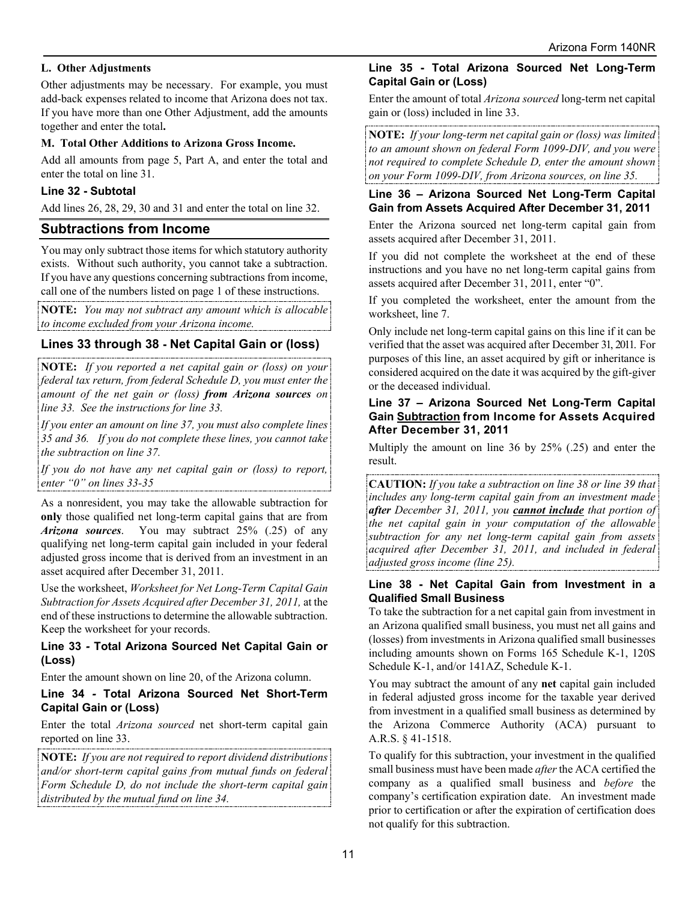**L. Other Adjustments**

Other adjustments may be necessary. For example, you must add-back expenses related to income that Arizona does not tax. If you have more than one Other Adjustment, add the amounts together and enter the total**.**

**M. Total Other Additions to Arizona Gross Income.**

Add all amounts from page 5, Part A, and enter the total and enter the total on line 31.

### Line 32 - Subtotal

Add lines 26, 28, 29, 30 and 31 and enter the total on line 32.

## Subtractions from Income

You may only subtract those items for which statutory authority exists. Without such authority, you cannot take a subtraction. If you have any questions concerning subtractions from income, call one of the numbers listed on page 1 of these instructions.

**NOTE:** *You may not subtract any amount which is allocable to income excluded from your Arizona income.*

### Lines 33 through 38 - Net Capital Gain or (loss)

**NOTE:** *If you reported a net capital gain or (loss) on your federal tax return, from federal Schedule D, you must enter the amount of the net gain or (loss)* ***from Arizona sources*** *on line 33. See the instructions for line 33.*

*If you enter an amount on line 37, you must also complete lines 35 and 36. If you do not complete these lines, you cannot take the subtraction on line 37.*

*If you do not have any net capital gain or (loss) to report, enter "0" on lines 33-35*

As a nonresident, you may take the allowable subtraction for **only** those qualified net long-term capital gains that are from ***Arizona sources***. You may subtract 25% (.25) of any qualifying net long-term capital gain included in your federal adjusted gross income that is derived from an investment in an asset acquired after December 31, 2011.

Use the worksheet, *Worksheet for Net Long-Term Capital Gain Subtraction for Assets Acquired after December 31, 2011,* at the end of these instructions to determine the allowable subtraction. Keep the worksheet for your records.

### Line 33 - Total Arizona Sourced Net Capital Gain or (Loss)

Enter the amount shown on line 20, of the Arizona column.

### Line 34 - Total Arizona Sourced Net Short-Term Capital Gain or (Loss)

Enter the total *Arizona sourced* net short-term capital gain reported on line 33.

**NOTE:** *If you are not required to report dividend distributions and/or short-term capital gains from mutual funds on federal Form Schedule D, do not include the short-term capital gain distributed by the mutual fund on line 34.*

### Line 35 - Total Arizona Sourced Net Long-Term Capital Gain or (Loss)

Enter the amount of total *Arizona sourced* long-term net capital gain or (loss) included in line 33.

**NOTE:** *If your long-term net capital gain or (loss) was limited to an amount shown on federal Form 1099-DIV, and you were not required to complete Schedule D, enter the amount shown on your Form 1099-DIV, from Arizona sources, on line 35.*

### Line 36 – Arizona Sourced Net Long-Term Capital Gain from Assets Acquired After December 31, 2011

Enter the Arizona sourced net long-term capital gain from assets acquired after December 31, 2011.

If you did not complete the worksheet at the end of these instructions and you have no net long-term capital gains from assets acquired after December 31, 2011, enter "0".

If you completed the worksheet, enter the amount from the worksheet, line 7.

Only include net long-term capital gains on this line if it can be verified that the asset was acquired after December 31, 2011. For purposes of this line, an asset acquired by gift or inheritance is considered acquired on the date it was acquired by the gift-giver or the deceased individual.

### Line 37 – Arizona Sourced Net Long-Term Capital Gain Subtraction from Income for Assets Acquired After December 31, 2011

Multiply the amount on line 36 by 25% (.25) and enter the result.

**CAUTION:** *If you take a subtraction on line 38 or line 39 that includes any long-term capital gain from an investment made* ***after*** *December 31, 2011, you* ***cannot include*** *that portion of the net capital gain in your computation of the allowable subtraction for any net long-term capital gain from assets acquired after December 31, 2011, and included in federal adjusted gross income (line 25).*

### Line 38 - Net Capital Gain from Investment in a Qualified Small Business

To take the subtraction for a net capital gain from investment in an Arizona qualified small business, you must net all gains and (losses) from investments in Arizona qualified small businesses including amounts shown on Forms 165 Schedule K-1, 120S Schedule K-1, and/or 141AZ, Schedule K-1.

You may subtract the amount of any **net** capital gain included in federal adjusted gross income for the taxable year derived from investment in a qualified small business as determined by the Arizona Commerce Authority (ACA) pursuant to A.R.S. § 41-1518.

To qualify for this subtraction, your investment in the qualified small business must have been made *after* the ACA certified the company as a qualified small business and *before* the company's certification expiration date. An investment made prior to certification or after the expiration of certification does not qualify for this subtraction.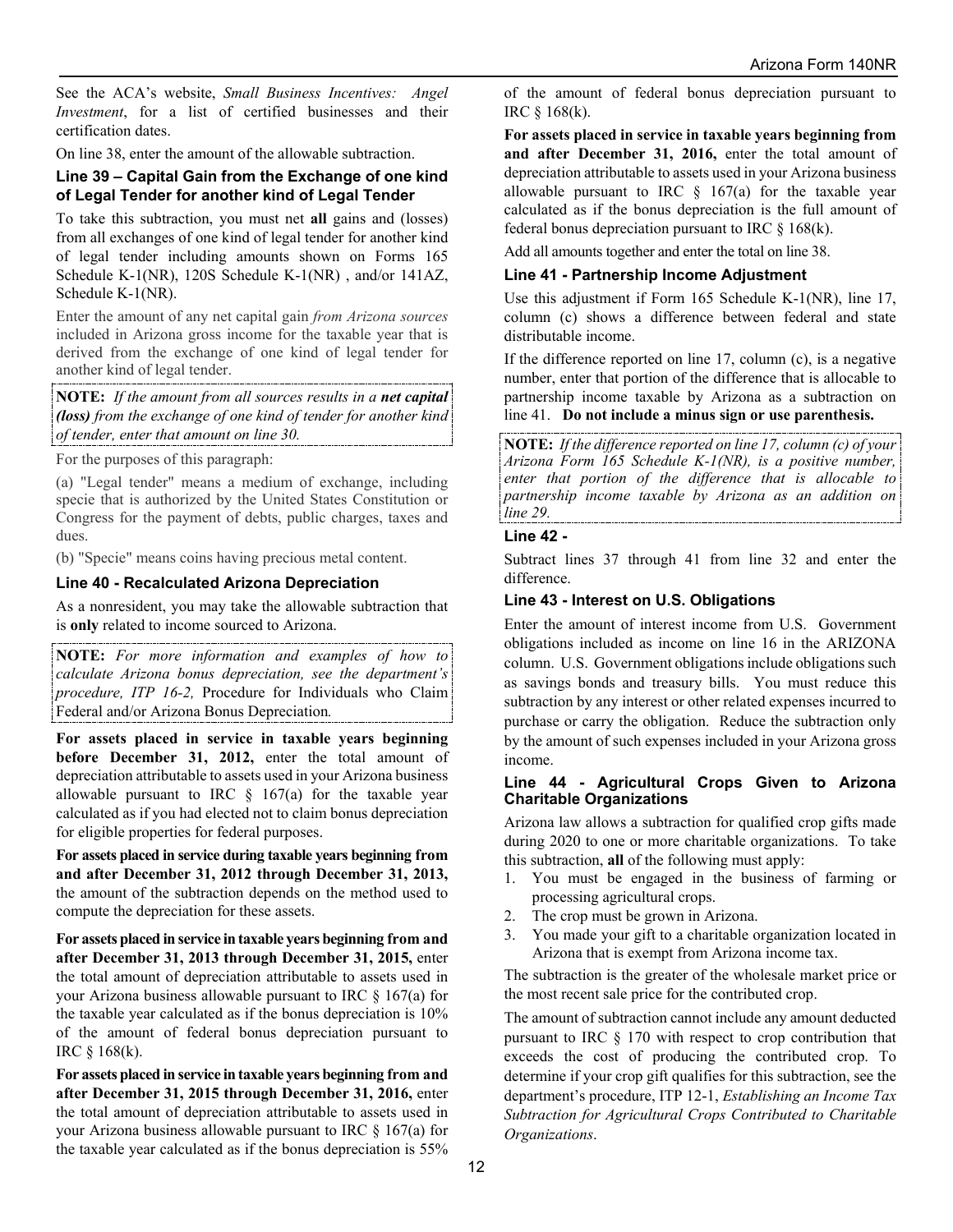See the ACA's website, *Small Business Incentives: Angel Investment*, for a list of certified businesses and their certification dates.

On line 38, enter the amount of the allowable subtraction.

### Line 39 – Capital Gain from the Exchange of one kind of Legal Tender for another kind of Legal Tender

To take this subtraction, you must net **all** gains and (losses) from all exchanges of one kind of legal tender for another kind of legal tender including amounts shown on Forms 165 Schedule K-1(NR), 120S Schedule K-1(NR) , and/or 141AZ, Schedule K-1(NR).

Enter the amount of any net capital gain *from Arizona sources* included in Arizona gross income for the taxable year that is derived from the exchange of one kind of legal tender for another kind of legal tender.

**NOTE:** *If the amount from all sources results in a* ***net capital (loss)*** *from the exchange of one kind of tender for another kind of tender, enter that amount on line 30.*

For the purposes of this paragraph:

(a) "Legal tender" means a medium of exchange, including specie that is authorized by the United States Constitution or Congress for the payment of debts, public charges, taxes and dues.

(b) "Specie" means coins having precious metal content.

### Line 40 - Recalculated Arizona Depreciation

As a nonresident, you may take the allowable subtraction that is **only** related to income sourced to Arizona.

**NOTE:** *For more information and examples of how to calculate Arizona bonus depreciation, see the department's procedure, ITP 16-2,* Procedure for Individuals who Claim Federal and/or Arizona Bonus Depreciation*.*

**For assets placed in service in taxable years beginning before December 31, 2012,** enter the total amount of depreciation attributable to assets used in your Arizona business allowable pursuant to IRC § 167(a) for the taxable year calculated as if you had elected not to claim bonus depreciation for eligible properties for federal purposes.

**For assets placed in service during taxable years beginning from and after December 31, 2012 through December 31, 2013,** the amount of the subtraction depends on the method used to compute the depreciation for these assets.

**For assets placed in service in taxable years beginning from and after December 31, 2013 through December 31, 2015,** enter the total amount of depreciation attributable to assets used in your Arizona business allowable pursuant to IRC § 167(a) for the taxable year calculated as if the bonus depreciation is 10% of the amount of federal bonus depreciation pursuant to IRC § 168(k).

**For assets placed in service in taxable years beginning from and after December 31, 2015 through December 31, 2016,** enter the total amount of depreciation attributable to assets used in your Arizona business allowable pursuant to IRC § 167(a) for the taxable year calculated as if the bonus depreciation is 55% of the amount of federal bonus depreciation pursuant to IRC § 168(k).

**For assets placed in service in taxable years beginning from and after December 31, 2016,** enter the total amount of depreciation attributable to assets used in your Arizona business allowable pursuant to IRC § 167(a) for the taxable year calculated as if the bonus depreciation is the full amount of federal bonus depreciation pursuant to IRC § 168(k).

Add all amounts together and enter the total on line 38.

### Line 41 - Partnership Income Adjustment

Use this adjustment if Form 165 Schedule K-1(NR), line 17, column (c) shows a difference between federal and state distributable income.

If the difference reported on line 17, column (c), is a negative number, enter that portion of the difference that is allocable to partnership income taxable by Arizona as a subtraction on line 41. **Do not include a minus sign or use parenthesis.**

**NOTE:** *If the difference reported on line 17, column (c) of your Arizona Form 165 Schedule K-1(NR), is a positive number, enter that portion of the difference that is allocable to partnership income taxable by Arizona as an addition on line 29.*

### Line 42 -

Subtract lines 37 through 41 from line 32 and enter the difference.

### Line 43 - Interest on U.S. Obligations

Enter the amount of interest income from U.S. Government obligations included as income on line 16 in the ARIZONA column. U.S. Government obligations include obligations such as savings bonds and treasury bills. You must reduce this subtraction by any interest or other related expenses incurred to purchase or carry the obligation. Reduce the subtraction only by the amount of such expenses included in your Arizona gross income.

### Line 44 - Agricultural Crops Given to Arizona Charitable Organizations

Arizona law allows a subtraction for qualified crop gifts made during 2020 to one or more charitable organizations. To take this subtraction, **all** of the following must apply:

1. You must be engaged in the business of farming or processing agricultural crops.
2. The crop must be grown in Arizona.
3. You made your gift to a charitable organization located in Arizona that is exempt from Arizona income tax.

The subtraction is the greater of the wholesale market price or the most recent sale price for the contributed crop.

The amount of subtraction cannot include any amount deducted pursuant to IRC § 170 with respect to crop contribution that exceeds the cost of producing the contributed crop. To determine if your crop gift qualifies for this subtraction, see the department's procedure, ITP 12-1, *Establishing an Income Tax Subtraction for Agricultural Crops Contributed to Charitable Organizations*.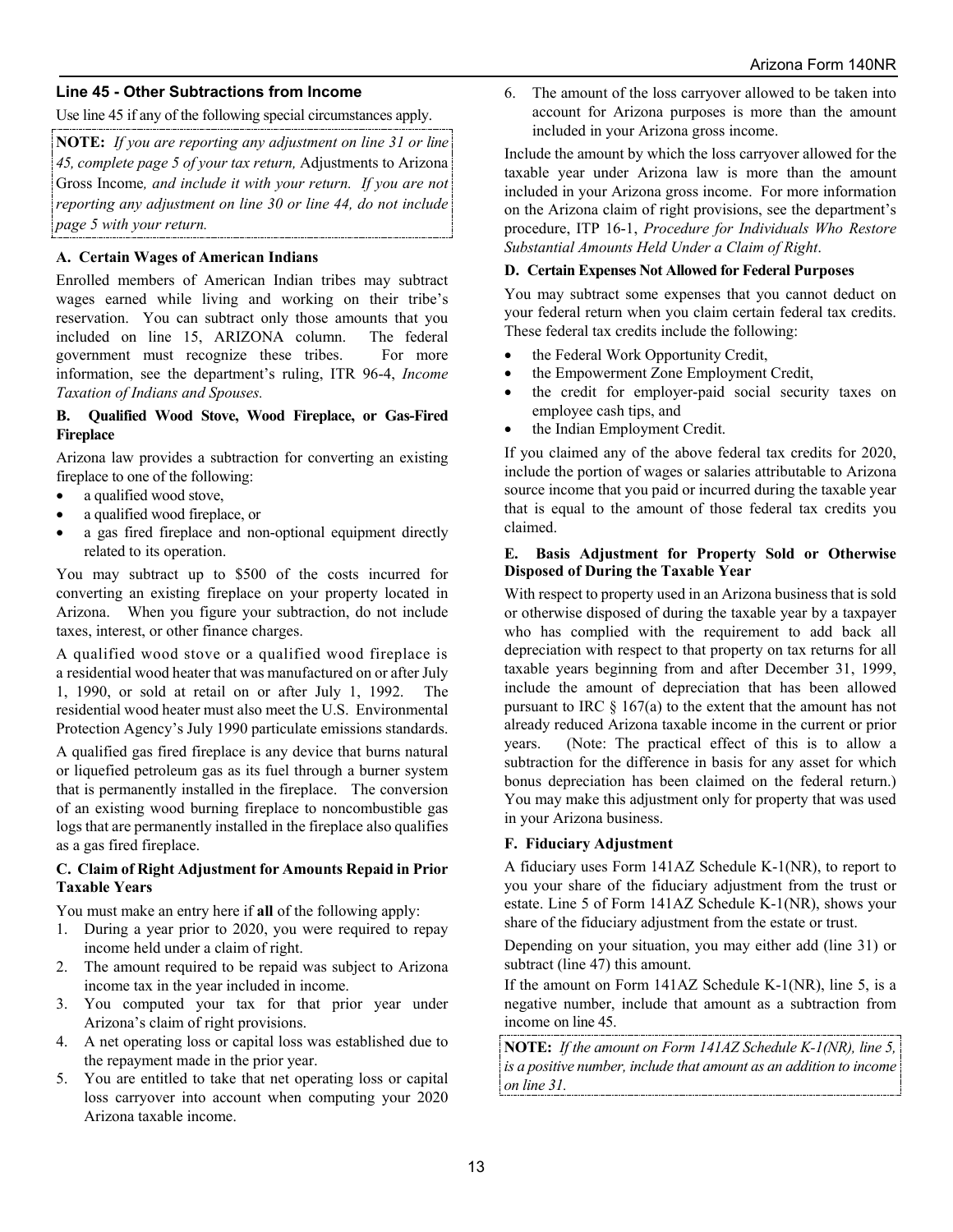## Line 45 - Other Subtractions from Income

Use line 45 if any of the following special circumstances apply.

> **NOTE:** *If you are reporting any adjustment on line 31 or line 45, complete page 5 of your tax return,* Adjustments to Arizona Gross Income*, and include it with your return. If you are not reporting any adjustment on line 30 or line 44, do not include page 5 with your return.*

### A. Certain Wages of American Indians

Enrolled members of American Indian tribes may subtract wages earned while living and working on their tribe's reservation. You can subtract only those amounts that you included on line 15, ARIZONA column. The federal government must recognize these tribes. For more information, see the department's ruling, ITR 96-4, *Income Taxation of Indians and Spouses.*

### B. Qualified Wood Stove, Wood Fireplace, or Gas-Fired Fireplace

Arizona law provides a subtraction for converting an existing fireplace to one of the following:

- a qualified wood stove,
- a qualified wood fireplace, or
- a gas fired fireplace and non-optional equipment directly related to its operation.

You may subtract up to $500 of the costs incurred for converting an existing fireplace on your property located in Arizona. When you figure your subtraction, do not include taxes, interest, or other finance charges.

A qualified wood stove or a qualified wood fireplace is a residential wood heater that was manufactured on or after July 1, 1990, or sold at retail on or after July 1, 1992. The residential wood heater must also meet the U.S. Environmental Protection Agency's July 1990 particulate emissions standards.

A qualified gas fired fireplace is any device that burns natural or liquefied petroleum gas as its fuel through a burner system that is permanently installed in the fireplace. The conversion of an existing wood burning fireplace to noncombustible gas logs that are permanently installed in the fireplace also qualifies as a gas fired fireplace.

### C. Claim of Right Adjustment for Amounts Repaid in Prior Taxable Years

You must make an entry here if **all** of the following apply:

1. During a year prior to 2020, you were required to repay income held under a claim of right.
2. The amount required to be repaid was subject to Arizona income tax in the year included in income.
3. You computed your tax for that prior year under Arizona's claim of right provisions.
4. A net operating loss or capital loss was established due to the repayment made in the prior year.
5. You are entitled to take that net operating loss or capital loss carryover into account when computing your 2020 Arizona taxable income.
6. The amount of the loss carryover allowed to be taken into account for Arizona purposes is more than the amount included in your Arizona gross income.

Include the amount by which the loss carryover allowed for the taxable year under Arizona law is more than the amount included in your Arizona gross income. For more information on the Arizona claim of right provisions, see the department's procedure, ITP 16-1, *Procedure for Individuals Who Restore Substantial Amounts Held Under a Claim of Right*.

### D. Certain Expenses Not Allowed for Federal Purposes

You may subtract some expenses that you cannot deduct on your federal return when you claim certain federal tax credits. These federal tax credits include the following:

- the Federal Work Opportunity Credit,
- the Empowerment Zone Employment Credit,
- the credit for employer-paid social security taxes on employee cash tips, and
- the Indian Employment Credit.

If you claimed any of the above federal tax credits for 2020, include the portion of wages or salaries attributable to Arizona source income that you paid or incurred during the taxable year that is equal to the amount of those federal tax credits you claimed.

### E. Basis Adjustment for Property Sold or Otherwise Disposed of During the Taxable Year

With respect to property used in an Arizona business that is sold or otherwise disposed of during the taxable year by a taxpayer who has complied with the requirement to add back all depreciation with respect to that property on tax returns for all taxable years beginning from and after December 31, 1999, include the amount of depreciation that has been allowed pursuant to IRC § 167(a) to the extent that the amount has not already reduced Arizona taxable income in the current or prior years. (Note: The practical effect of this is to allow a subtraction for the difference in basis for any asset for which bonus depreciation has been claimed on the federal return.) You may make this adjustment only for property that was used in your Arizona business.

### F. Fiduciary Adjustment

A fiduciary uses Form 141AZ Schedule K-1(NR), to report to you your share of the fiduciary adjustment from the trust or estate. Line 5 of Form 141AZ Schedule K-1(NR), shows your share of the fiduciary adjustment from the estate or trust.

Depending on your situation, you may either add (line 31) or subtract (line 47) this amount.

If the amount on Form 141AZ Schedule K-1(NR), line 5, is a negative number, include that amount as a subtraction from income on line 45.

> **NOTE:** *If the amount on Form 141AZ Schedule K-1(NR), line 5, is a positive number, include that amount as an addition to income on line 31.*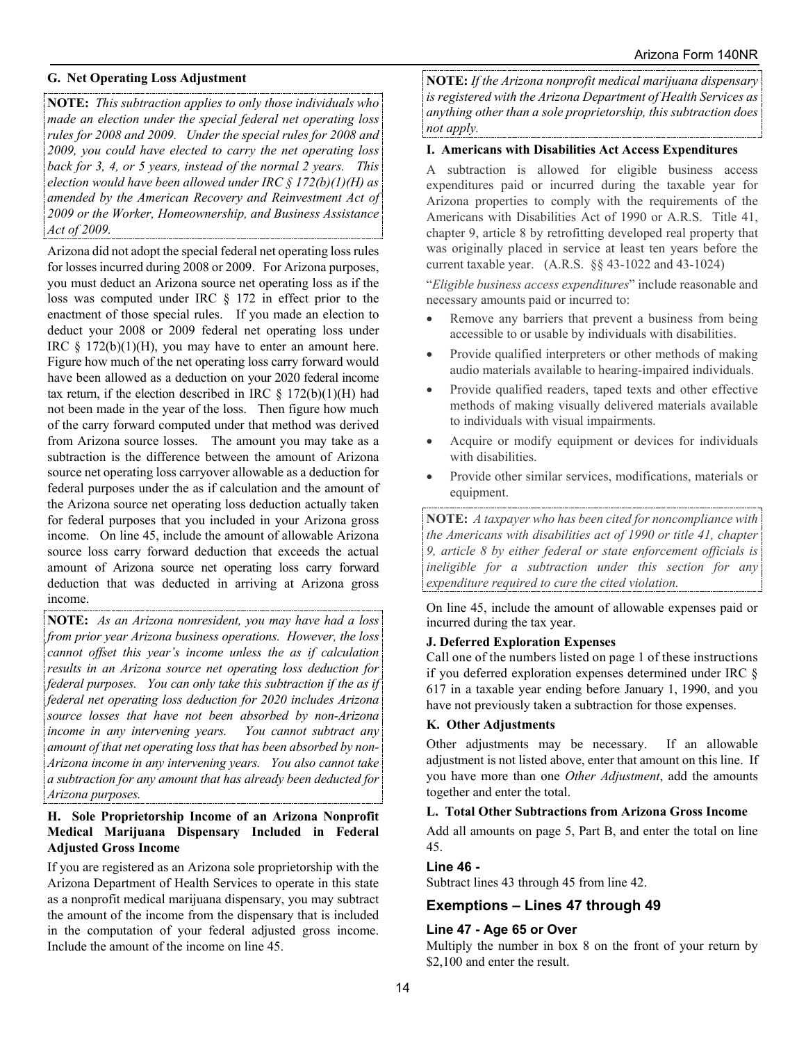### G. Net Operating Loss Adjustment

**NOTE:** *This subtraction applies to only those individuals who made an election under the special federal net operating loss rules for 2008 and 2009. Under the special rules for 2008 and 2009, you could have elected to carry the net operating loss back for 3, 4, or 5 years, instead of the normal 2 years. This election would have been allowed under IRC § 172(b)(1)(H) as amended by the American Recovery and Reinvestment Act of 2009 or the Worker, Homeownership, and Business Assistance Act of 2009.*

Arizona did not adopt the special federal net operating loss rules for losses incurred during 2008 or 2009. For Arizona purposes, you must deduct an Arizona source net operating loss as if the loss was computed under IRC § 172 in effect prior to the enactment of those special rules. If you made an election to deduct your 2008 or 2009 federal net operating loss under IRC § 172(b)(1)(H), you may have to enter an amount here. Figure how much of the net operating loss carry forward would have been allowed as a deduction on your 2020 federal income tax return, if the election described in IRC § 172(b)(1)(H) had not been made in the year of the loss. Then figure how much of the carry forward computed under that method was derived from Arizona source losses. The amount you may take as a subtraction is the difference between the amount of Arizona source net operating loss carryover allowable as a deduction for federal purposes under the as if calculation and the amount of the Arizona source net operating loss deduction actually taken for federal purposes that you included in your Arizona gross income. On line 45, include the amount of allowable Arizona source loss carry forward deduction that exceeds the actual amount of Arizona source net operating loss carry forward deduction that was deducted in arriving at Arizona gross income.

**NOTE:** *As an Arizona nonresident, you may have had a loss from prior year Arizona business operations. However, the loss cannot offset this year's income unless the as if calculation results in an Arizona source net operating loss deduction for federal purposes. You can only take this subtraction if the as if federal net operating loss deduction for 2020 includes Arizona source losses that have not been absorbed by non-Arizona income in any intervening years. You cannot subtract any amount of that net operating loss that has been absorbed by non-Arizona income in any intervening years. You also cannot take a subtraction for any amount that has already been deducted for Arizona purposes.*

### H. Sole Proprietorship Income of an Arizona Nonprofit Medical Marijuana Dispensary Included in Federal Adjusted Gross Income

If you are registered as an Arizona sole proprietorship with the Arizona Department of Health Services to operate in this state as a nonprofit medical marijuana dispensary, you may subtract the amount of the income from the dispensary that is included in the computation of your federal adjusted gross income. Include the amount of the income on line 45.

**NOTE:** *If the Arizona nonprofit medical marijuana dispensary is registered with the Arizona Department of Health Services as anything other than a sole proprietorship, this subtraction does not apply.*

### I. Americans with Disabilities Act Access Expenditures

A subtraction is allowed for eligible business access expenditures paid or incurred during the taxable year for Arizona properties to comply with the requirements of the Americans with Disabilities Act of 1990 or A.R.S. Title 41, chapter 9, article 8 by retrofitting developed real property that was originally placed in service at least ten years before the current taxable year. (A.R.S. §§ 43-1022 and 43-1024)

"*Eligible business access expenditures*" include reasonable and necessary amounts paid or incurred to:

- Remove any barriers that prevent a business from being accessible to or usable by individuals with disabilities.
- Provide qualified interpreters or other methods of making audio materials available to hearing-impaired individuals.
- Provide qualified readers, taped texts and other effective methods of making visually delivered materials available to individuals with visual impairments.
- Acquire or modify equipment or devices for individuals with disabilities.
- Provide other similar services, modifications, materials or equipment.

**NOTE:** *A taxpayer who has been cited for noncompliance with the Americans with disabilities act of 1990 or title 41, chapter 9, article 8 by either federal or state enforcement officials is ineligible for a subtraction under this section for any expenditure required to cure the cited violation.*

On line 45, include the amount of allowable expenses paid or incurred during the tax year.

### J. Deferred Exploration Expenses

Call one of the numbers listed on page 1 of these instructions if you deferred exploration expenses determined under IRC § 617 in a taxable year ending before January 1, 1990, and you have not previously taken a subtraction for those expenses.

### K. Other Adjustments

Other adjustments may be necessary. If an allowable adjustment is not listed above, enter that amount on this line. If you have more than one *Other Adjustment*, add the amounts together and enter the total.

### L. Total Other Subtractions from Arizona Gross Income

Add all amounts on page 5, Part B, and enter the total on line 45.

### Line 46 -

Subtract lines 43 through 45 from line 42.

## Exemptions – Lines 47 through 49

### Line 47 - Age 65 or Over

Multiply the number in box 8 on the front of your return by $2,100 and enter the result.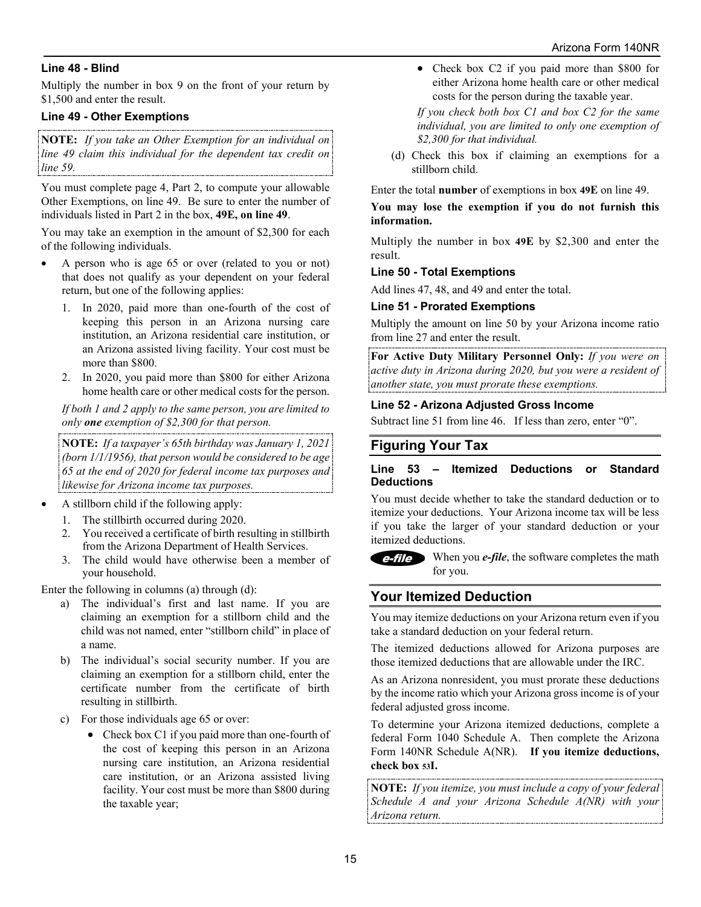### Line 48 - Blind

Multiply the number in box 9 on the front of your return by $1,500 and enter the result.

### Line 49 - Other Exemptions

**NOTE:** *If you take an Other Exemption for an individual on line 49 claim this individual for the dependent tax credit on line 59.*

You must complete page 4, Part 2, to compute your allowable Other Exemptions, on line 49. Be sure to enter the number of individuals listed in Part 2 in the box, **49E, on line 49**.

You may take an exemption in the amount of $2,300 for each of the following individuals.

- A person who is age 65 or over (related to you or not) that does not qualify as your dependent on your federal return, but one of the following applies:
  1. In 2020, paid more than one-fourth of the cost of keeping this person in an Arizona nursing care institution, an Arizona residential care institution, or an Arizona assisted living facility. Your cost must be more than $800.
  2. In 2020, you paid more than $800 for either Arizona home health care or other medical costs for the person.

  *If both 1 and 2 apply to the same person, you are limited to only **one** exemption of $2,300 for that person.*

  **NOTE:** *If a taxpayer's 65th birthday was January 1, 2021 (born 1/1/1956), that person would be considered to be age 65 at the end of 2020 for federal income tax purposes and likewise for Arizona income tax purposes.*

- A stillborn child if the following apply:
  1. The stillbirth occurred during 2020.
  2. You received a certificate of birth resulting in stillbirth from the Arizona Department of Health Services.
  3. The child would have otherwise been a member of your household.

Enter the following in columns (a) through (d):

a) The individual's first and last name. If you are claiming an exemption for a stillborn child and the child was not named, enter "stillborn child" in place of a name.

b) The individual's social security number. If you are claiming an exemption for a stillborn child, enter the certificate number from the certificate of birth resulting in stillbirth.

c) For those individuals age 65 or over:
   - Check box C1 if you paid more than one-fourth of the cost of keeping this person in an Arizona nursing care institution, an Arizona residential care institution, or an Arizona assisted living facility. Your cost must be more than $800 during the taxable year;
   - Check box C2 if you paid more than $800 for either Arizona home health care or other medical costs for the person during the taxable year.

   *If you check both box C1 and box C2 for the same individual, you are limited to only one exemption of $2,300 for that individual.*

(d) Check this box if claiming an exemptions for a stillborn child.

Enter the total **number** of exemptions in box **49E** on line 49.

**You may lose the exemption if you do not furnish this information.**

Multiply the number in box **49E** by $2,300 and enter the result.

### Line 50 - Total Exemptions

Add lines 47, 48, and 49 and enter the total.

### Line 51 - Prorated Exemptions

Multiply the amount on line 50 by your Arizona income ratio from line 27 and enter the result.

**For Active Duty Military Personnel Only:** *If you were on active duty in Arizona during 2020, but you were a resident of another state, you must prorate these exemptions.*

### Line 52 - Arizona Adjusted Gross Income

Subtract line 51 from line 46. If less than zero, enter "0".

## Figuring Your Tax

### Line 53 – Itemized Deductions or Standard Deductions

You must decide whether to take the standard deduction or to itemize your deductions. Your Arizona income tax will be less if you take the larger of your standard deduction or your itemized deductions.

*e-file* When you ***e-file***, the software completes the math for you.

## Your Itemized Deduction

You may itemize deductions on your Arizona return even if you take a standard deduction on your federal return.

The itemized deductions allowed for Arizona purposes are those itemized deductions that are allowable under the IRC.

As an Arizona nonresident, you must prorate these deductions by the income ratio which your Arizona gross income is of your federal adjusted gross income.

To determine your Arizona itemized deductions, complete a federal Form 1040 Schedule A. Then complete the Arizona Form 140NR Schedule A(NR). **If you itemize deductions, check box 53I.**

**NOTE:** *If you itemize, you must include a copy of your federal Schedule A and your Arizona Schedule A(NR) with your Arizona return.*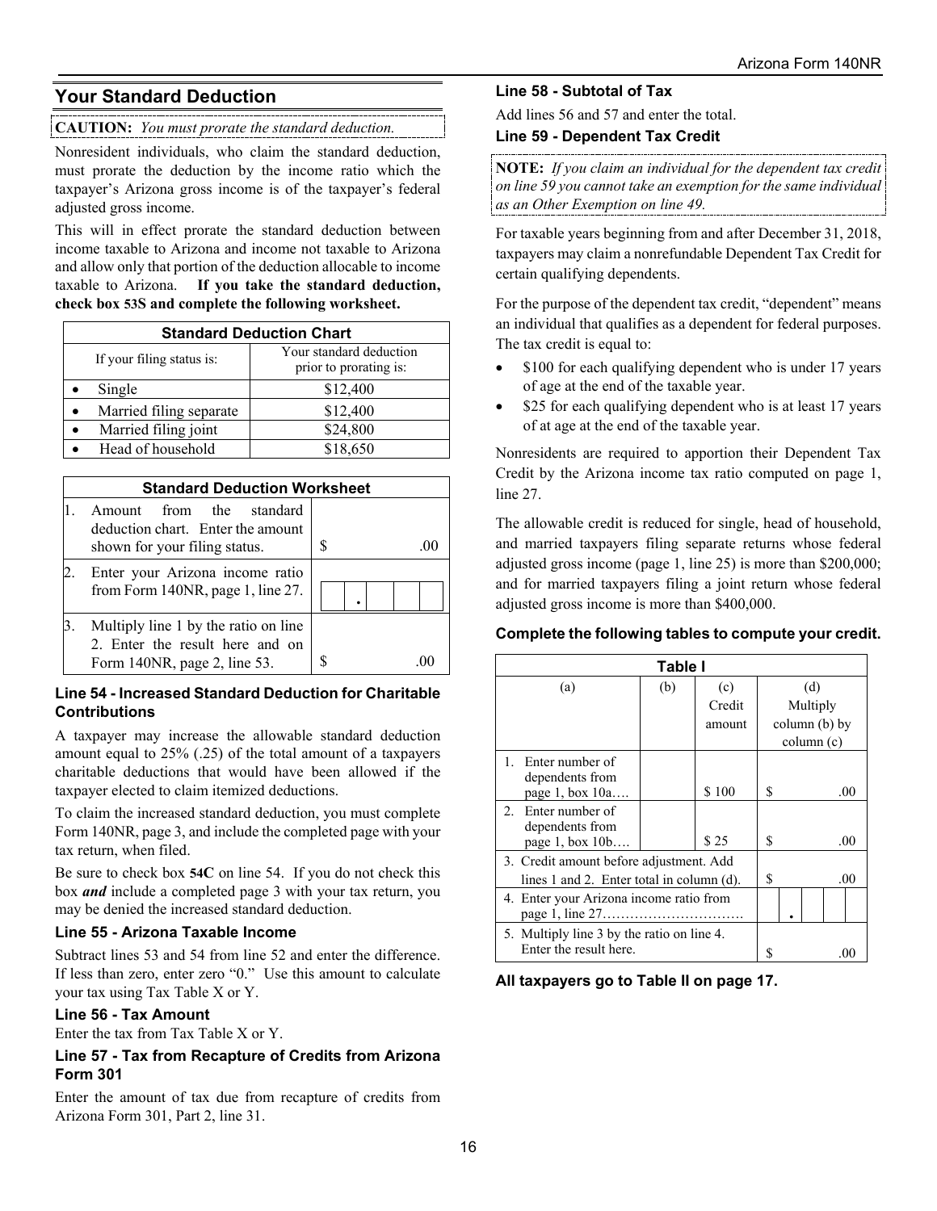## Your Standard Deduction

**CAUTION:** *You must prorate the standard deduction.*

Nonresident individuals, who claim the standard deduction, must prorate the deduction by the income ratio which the taxpayer's Arizona gross income is of the taxpayer's federal adjusted gross income.

This will in effect prorate the standard deduction between income taxable to Arizona and income not taxable to Arizona and allow only that portion of the deduction allocable to income taxable to Arizona. **If you take the standard deduction, check box 53S and complete the following worksheet.**

| Standard Deduction Chart | |
|---|---|
| If your filing status is: | Your standard deduction prior to prorating is: |
| • Single | $12,400 |
| • Married filing separate | $12,400 |
| • Married filing joint | $24,800 |
| • Head of household | $18,650 |

| Standard Deduction Worksheet | |
|---|---|
| 1. Amount from the standard deduction chart. Enter the amount shown for your filing status. | $ .00 |
| 2. Enter your Arizona income ratio from Form 140NR, page 1, line 27. | . |
| 3. Multiply line 1 by the ratio on line 2. Enter the result here and on Form 140NR, page 2, line 53. | $ .00 |

### Line 54 - Increased Standard Deduction for Charitable Contributions

A taxpayer may increase the allowable standard deduction amount equal to 25% (.25) of the total amount of a taxpayers charitable deductions that would have been allowed if the taxpayer elected to claim itemized deductions.

To claim the increased standard deduction, you must complete Form 140NR, page 3, and include the completed page with your tax return, when filed.

Be sure to check box **54C** on line 54. If you do not check this box ***and*** include a completed page 3 with your tax return, you may be denied the increased standard deduction.

### Line 55 - Arizona Taxable Income

Subtract lines 53 and 54 from line 52 and enter the difference. If less than zero, enter zero "0." Use this amount to calculate your tax using Tax Table X or Y.

### Line 56 - Tax Amount

Enter the tax from Tax Table X or Y.

### Line 57 - Tax from Recapture of Credits from Arizona Form 301

Enter the amount of tax due from recapture of credits from Arizona Form 301, Part 2, line 31.

### Line 58 - Subtotal of Tax

Add lines 56 and 57 and enter the total.

### Line 59 - Dependent Tax Credit

**NOTE:** *If you claim an individual for the dependent tax credit on line 59 you cannot take an exemption for the same individual as an Other Exemption on line 49.*

For taxable years beginning from and after December 31, 2018, taxpayers may claim a nonrefundable Dependent Tax Credit for certain qualifying dependents.

For the purpose of the dependent tax credit, "dependent" means an individual that qualifies as a dependent for federal purposes. The tax credit is equal to:

- $100 for each qualifying dependent who is under 17 years of age at the end of the taxable year.
- $25 for each qualifying dependent who is at least 17 years of at age at the end of the taxable year.

Nonresidents are required to apportion their Dependent Tax Credit by the Arizona income tax ratio computed on page 1, line 27.

The allowable credit is reduced for single, head of household, and married taxpayers filing separate returns whose federal adjusted gross income (page 1, line 25) is more than $200,000; and for married taxpayers filing a joint return whose federal adjusted gross income is more than $400,000.

**Complete the following tables to compute your credit.**

| Table I | | | |
|---|---|---|---|
| (a) | (b) | (c) Credit amount | (d) Multiply column (b) by column (c) |
| 1. Enter number of dependents from page 1, box 10a…. | | $ 100 | $ .00 |
| 2. Enter number of dependents from page 1, box 10b…. | | $ 25 | $ .00 |
| 3. Credit amount before adjustment. Add lines 1 and 2. Enter total in column (d). | | | $ .00 |
| 4. Enter your Arizona income ratio from page 1, line 27…………………………. | | | . |
| 5. Multiply line 3 by the ratio on line 4. Enter the result here. | | | $ .00 |

**All taxpayers go to Table II on page 17.**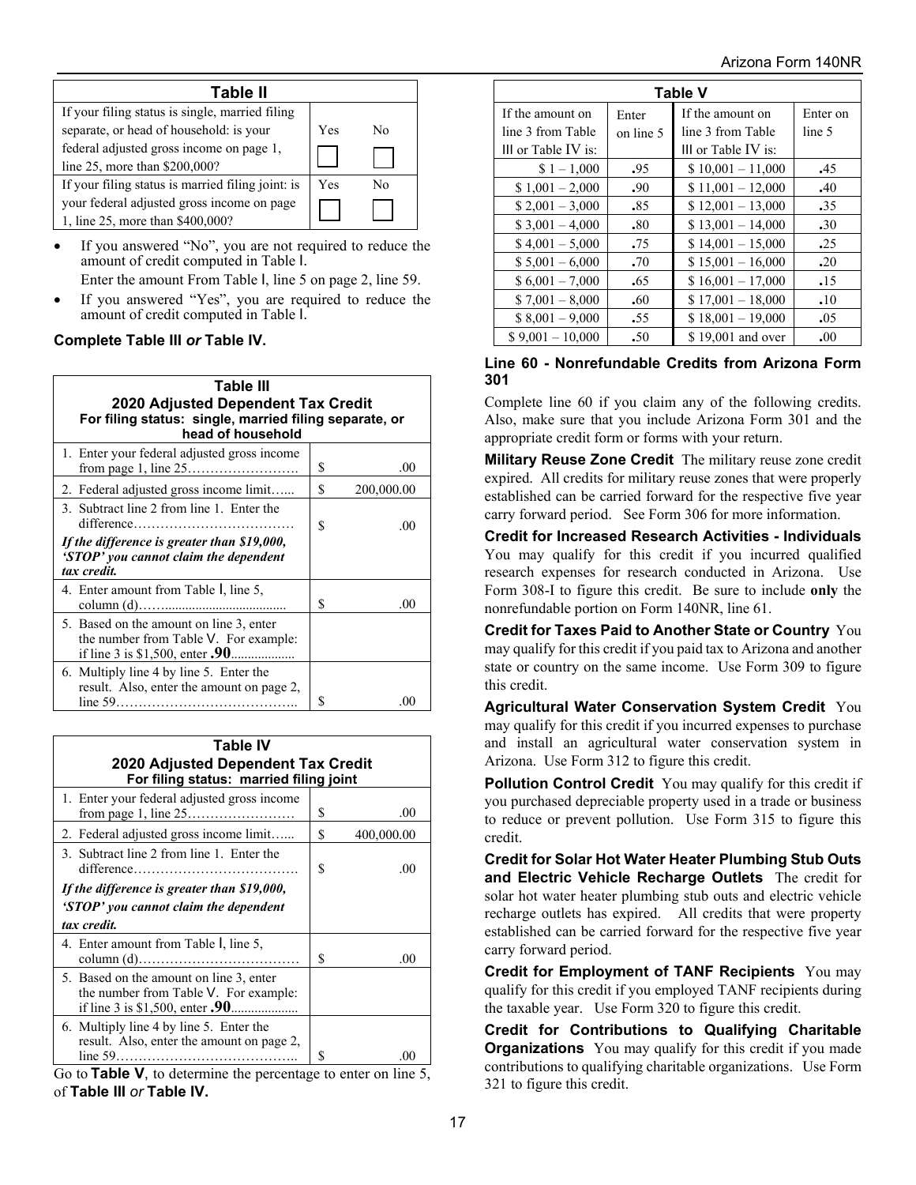**Table II**

| | | |
|---|---|---|
| If your filing status is single, married filing separate, or head of household: is your federal adjusted gross income on page 1, line 25, more than $200,000? | Yes ☐ | No ☐ |
| If your filing status is married filing joint: is your federal adjusted gross income on page 1, line 25, more than $400,000? | Yes ☐ | No ☐ |

- If you answered "No", you are not required to reduce the amount of credit computed in Table I.
  Enter the amount From Table I, line 5 on page 2, line 59.
- If you answered "Yes", you are required to reduce the amount of credit computed in Table I.

**Complete Table III *or* Table IV.**

**Table III**
**2020 Adjusted Dependent Tax Credit**
**For filing status: single, married filing separate, or head of household**

| | |
|---|---|
| 1. Enter your federal adjusted gross income from page 1, line 25 | $ .00 |
| 2. Federal adjusted gross income limit | $ 200,000.00 |
| 3. Subtract line 2 from line 1. Enter the difference *If the difference is greater than $19,000, 'STOP' you cannot claim the dependent tax credit.* | $ .00 |
| 4. Enter amount from Table I, line 5, column (d) | $ .00 |
| 5. Based on the amount on line 3, enter the number from Table V. For example: if line 3 is $1,500, enter **.90** | |
| 6. Multiply line 4 by line 5. Enter the result. Also, enter the amount on page 2, line 59 | $ .00 |

**Table IV**
**2020 Adjusted Dependent Tax Credit**
**For filing status: married filing joint**

| | |
|---|---|
| 1. Enter your federal adjusted gross income from page 1, line 25 | $ .00 |
| 2. Federal adjusted gross income limit | $ 400,000.00 |
| 3. Subtract line 2 from line 1. Enter the difference *If the difference is greater than $19,000, 'STOP' you cannot claim the dependent tax credit.* | $ .00 |
| 4. Enter amount from Table I, line 5, column (d) | $ .00 |
| 5. Based on the amount on line 3, enter the number from Table V. For example: if line 3 is $1,500, enter **.90** | |
| 6. Multiply line 4 by line 5. Enter the result. Also, enter the amount on page 2, line 59 | $ .00 |

Go to **Table V**, to determine the percentage to enter on line 5, of **Table III** *or* **Table IV.**

**Table V**

| If the amount on line 3 from Table III or Table IV is: | Enter on line 5 | If the amount on line 3 from Table III or Table IV is: | Enter on line 5 |
|---|---|---|---|
| $ 1 – 1,000 | .95 | $ 10,001 – 11,000 | .45 |
| $ 1,001 – 2,000 | .90 | $ 11,001 – 12,000 | .40 |
| $ 2,001 – 3,000 | .85 | $ 12,001 – 13,000 | .35 |
| $ 3,001 – 4,000 | .80 | $ 13,001 – 14,000 | .30 |
| $ 4,001 – 5,000 | .75 | $ 14,001 – 15,000 | .25 |
| $ 5,001 – 6,000 | .70 | $ 15,001 – 16,000 | .20 |
| $ 6,001 – 7,000 | .65 | $ 16,001 – 17,000 | .15 |
| $ 7,001 – 8,000 | .60 | $ 17,001 – 18,000 | .10 |
| $ 8,001 – 9,000 | .55 | $ 18,001 – 19,000 | .05 |
| $ 9,001 – 10,000 | .50 | $ 19,001 and over | .00 |

### Line 60 - Nonrefundable Credits from Arizona Form 301

Complete line 60 if you claim any of the following credits. Also, make sure that you include Arizona Form 301 and the appropriate credit form or forms with your return.

**Military Reuse Zone Credit** The military reuse zone credit expired. All credits for military reuse zones that were properly established can be carried forward for the respective five year carry forward period. See Form 306 for more information.

**Credit for Increased Research Activities - Individuals** You may qualify for this credit if you incurred qualified research expenses for research conducted in Arizona. Use Form 308-I to figure this credit. Be sure to include **only** the nonrefundable portion on Form 140NR, line 61.

**Credit for Taxes Paid to Another State or Country** You may qualify for this credit if you paid tax to Arizona and another state or country on the same income. Use Form 309 to figure this credit.

**Agricultural Water Conservation System Credit** You may qualify for this credit if you incurred expenses to purchase and install an agricultural water conservation system in Arizona. Use Form 312 to figure this credit.

**Pollution Control Credit** You may qualify for this credit if you purchased depreciable property used in a trade or business to reduce or prevent pollution. Use Form 315 to figure this credit.

**Credit for Solar Hot Water Heater Plumbing Stub Outs and Electric Vehicle Recharge Outlets** The credit for solar hot water heater plumbing stub outs and electric vehicle recharge outlets has expired. All credits that were property established can be carried forward for the respective five year carry forward period.

**Credit for Employment of TANF Recipients** You may qualify for this credit if you employed TANF recipients during the taxable year. Use Form 320 to figure this credit.

**Credit for Contributions to Qualifying Charitable Organizations** You may qualify for this credit if you made contributions to qualifying charitable organizations. Use Form 321 to figure this credit.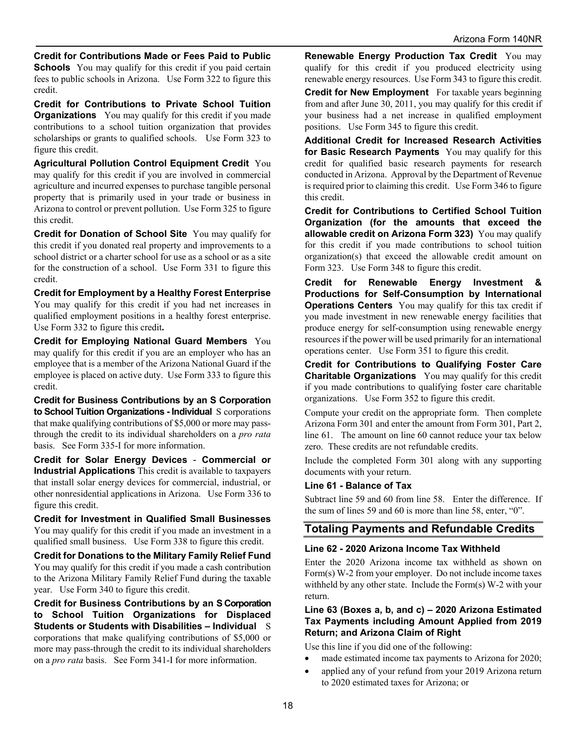**Credit for Contributions Made or Fees Paid to Public Schools** You may qualify for this credit if you paid certain fees to public schools in Arizona. Use Form 322 to figure this credit.

**Credit for Contributions to Private School Tuition Organizations** You may qualify for this credit if you made contributions to a school tuition organization that provides scholarships or grants to qualified schools. Use Form 323 to figure this credit.

**Agricultural Pollution Control Equipment Credit** You may qualify for this credit if you are involved in commercial agriculture and incurred expenses to purchase tangible personal property that is primarily used in your trade or business in Arizona to control or prevent pollution. Use Form 325 to figure this credit.

**Credit for Donation of School Site** You may qualify for this credit if you donated real property and improvements to a school district or a charter school for use as a school or as a site for the construction of a school. Use Form 331 to figure this credit.

**Credit for Employment by a Healthy Forest Enterprise** You may qualify for this credit if you had net increases in qualified employment positions in a healthy forest enterprise. Use Form 332 to figure this credit**.**

**Credit for Employing National Guard Members** You may qualify for this credit if you are an employer who has an employee that is a member of the Arizona National Guard if the employee is placed on active duty. Use Form 333 to figure this credit.

**Credit for Business Contributions by an S Corporation to School Tuition Organizations - Individual** S corporations that make qualifying contributions of $5,000 or more may pass-through the credit to its individual shareholders on a *pro rata* basis. See Form 335-I for more information.

**Credit for Solar Energy Devices - Commercial or Industrial Applications** This credit is available to taxpayers that install solar energy devices for commercial, industrial, or other nonresidential applications in Arizona. Use Form 336 to figure this credit.

**Credit for Investment in Qualified Small Businesses** You may qualify for this credit if you made an investment in a qualified small business. Use Form 338 to figure this credit.

**Credit for Donations to the Military Family Relief Fund** You may qualify for this credit if you made a cash contribution to the Arizona Military Family Relief Fund during the taxable year. Use Form 340 to figure this credit.

**Credit for Business Contributions by an S Corporation to School Tuition Organizations for Displaced Students or Students with Disabilities – Individual** S corporations that make qualifying contributions of $5,000 or more may pass-through the credit to its individual shareholders on a *pro rata* basis. See Form 341-I for more information.

**Renewable Energy Production Tax Credit** You may qualify for this credit if you produced electricity using renewable energy resources. Use Form 343 to figure this credit.

**Credit for New Employment** For taxable years beginning from and after June 30, 2011, you may qualify for this credit if your business had a net increase in qualified employment positions. Use Form 345 to figure this credit.

**Additional Credit for Increased Research Activities for Basic Research Payments** You may qualify for this credit for qualified basic research payments for research conducted in Arizona. Approval by the Department of Revenue is required prior to claiming this credit. Use Form 346 to figure this credit.

**Credit for Contributions to Certified School Tuition Organization (for the amounts that exceed the allowable credit on Arizona Form 323)** You may qualify for this credit if you made contributions to school tuition organization(s) that exceed the allowable credit amount on Form 323. Use Form 348 to figure this credit.

**Credit for Renewable Energy Investment & Productions for Self-Consumption by International Operations Centers** You may qualify for this tax credit if you made investment in new renewable energy facilities that produce energy for self-consumption using renewable energy resources if the power will be used primarily for an international operations center. Use Form 351 to figure this credit.

**Credit for Contributions to Qualifying Foster Care Charitable Organizations** You may qualify for this credit if you made contributions to qualifying foster care charitable organizations. Use Form 352 to figure this credit.

Compute your credit on the appropriate form. Then complete Arizona Form 301 and enter the amount from Form 301, Part 2, line 61. The amount on line 60 cannot reduce your tax below zero. These credits are not refundable credits.

Include the completed Form 301 along with any supporting documents with your return.

### Line 61 - Balance of Tax

Subtract line 59 and 60 from line 58. Enter the difference. If the sum of lines 59 and 60 is more than line 58, enter, "0".

## Totaling Payments and Refundable Credits

### Line 62 - 2020 Arizona Income Tax Withheld

Enter the 2020 Arizona income tax withheld as shown on Form(s) W-2 from your employer. Do not include income taxes withheld by any other state. Include the Form(s) W-2 with your return.

### Line 63 (Boxes a, b, and c) – 2020 Arizona Estimated Tax Payments including Amount Applied from 2019 Return; and Arizona Claim of Right

Use this line if you did one of the following:

- made estimated income tax payments to Arizona for 2020;
- applied any of your refund from your 2019 Arizona return to 2020 estimated taxes for Arizona; or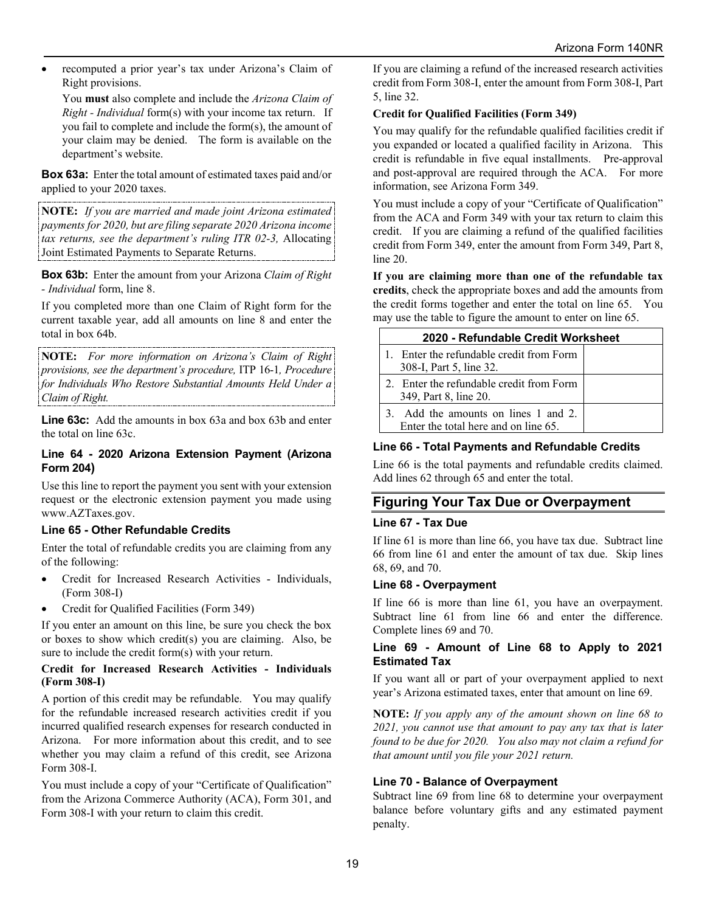- recomputed a prior year's tax under Arizona's Claim of Right provisions.

  You **must** also complete and include the *Arizona Claim of Right - Individual* form(s) with your income tax return. If you fail to complete and include the form(s), the amount of your claim may be denied. The form is available on the department's website.

**Box 63a:** Enter the total amount of estimated taxes paid and/or applied to your 2020 taxes.

**NOTE:** *If you are married and made joint Arizona estimated payments for 2020, but are filing separate 2020 Arizona income tax returns, see the department's ruling ITR 02-3,* Allocating Joint Estimated Payments to Separate Returns.

**Box 63b:** Enter the amount from your Arizona *Claim of Right - Individual* form, line 8.

If you completed more than one Claim of Right form for the current taxable year, add all amounts on line 8 and enter the total in box 64b.

**NOTE:** *For more information on Arizona's Claim of Right provisions, see the department's procedure,* ITP 16-1*, Procedure for Individuals Who Restore Substantial Amounts Held Under a Claim of Right.*

**Line 63c:** Add the amounts in box 63a and box 63b and enter the total on line 63c.

### Line 64 - 2020 Arizona Extension Payment (Arizona Form 204)

Use this line to report the payment you sent with your extension request or the electronic extension payment you made using www.AZTaxes.gov.

### Line 65 - Other Refundable Credits

Enter the total of refundable credits you are claiming from any of the following:

- Credit for Increased Research Activities - Individuals, (Form 308-I)
- Credit for Qualified Facilities (Form 349)

If you enter an amount on this line, be sure you check the box or boxes to show which credit(s) you are claiming. Also, be sure to include the credit form(s) with your return.

**Credit for Increased Research Activities - Individuals (Form 308-I)**

A portion of this credit may be refundable. You may qualify for the refundable increased research activities credit if you incurred qualified research expenses for research conducted in Arizona. For more information about this credit, and to see whether you may claim a refund of this credit, see Arizona Form 308-I.

You must include a copy of your "Certificate of Qualification" from the Arizona Commerce Authority (ACA), Form 301, and Form 308-I with your return to claim this credit.

If you are claiming a refund of the increased research activities credit from Form 308-I, enter the amount from Form 308-I, Part 5, line 32.

**Credit for Qualified Facilities (Form 349)**

You may qualify for the refundable qualified facilities credit if you expanded or located a qualified facility in Arizona. This credit is refundable in five equal installments. Pre-approval and post-approval are required through the ACA. For more information, see Arizona Form 349.

You must include a copy of your "Certificate of Qualification" from the ACA and Form 349 with your tax return to claim this credit. If you are claiming a refund of the qualified facilities credit from Form 349, enter the amount from Form 349, Part 8, line 20.

**If you are claiming more than one of the refundable tax credits**, check the appropriate boxes and add the amounts from the credit forms together and enter the total on line 65. You may use the table to figure the amount to enter on line 65.

| 2020 - Refundable Credit Worksheet | |
|---|---|
| 1. Enter the refundable credit from Form 308-I, Part 5, line 32. | |
| 2. Enter the refundable credit from Form 349, Part 8, line 20. | |
| 3. Add the amounts on lines 1 and 2. Enter the total here and on line 65. | |

### Line 66 - Total Payments and Refundable Credits

Line 66 is the total payments and refundable credits claimed. Add lines 62 through 65 and enter the total.

## Figuring Your Tax Due or Overpayment

### Line 67 - Tax Due

If line 61 is more than line 66, you have tax due. Subtract line 66 from line 61 and enter the amount of tax due. Skip lines 68, 69, and 70.

### Line 68 - Overpayment

If line 66 is more than line 61, you have an overpayment. Subtract line 61 from line 66 and enter the difference. Complete lines 69 and 70.

### Line 69 - Amount of Line 68 to Apply to 2021 Estimated Tax

If you want all or part of your overpayment applied to next year's Arizona estimated taxes, enter that amount on line 69.

**NOTE:** *If you apply any of the amount shown on line 68 to 2021, you cannot use that amount to pay any tax that is later found to be due for 2020. You also may not claim a refund for that amount until you file your 2021 return.*

### Line 70 - Balance of Overpayment

Subtract line 69 from line 68 to determine your overpayment balance before voluntary gifts and any estimated payment penalty.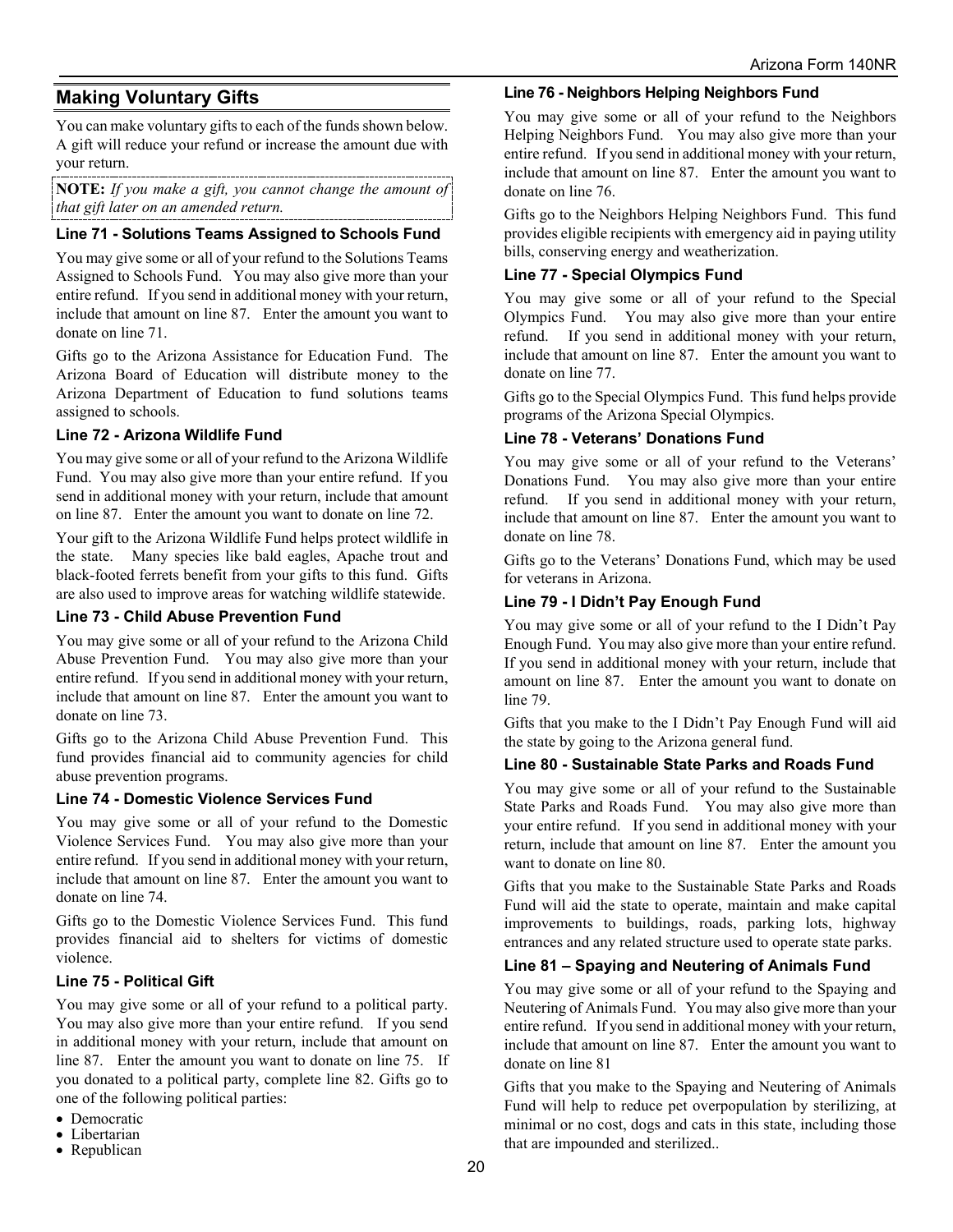## Making Voluntary Gifts

You can make voluntary gifts to each of the funds shown below. A gift will reduce your refund or increase the amount due with your return.

**NOTE:** *If you make a gift, you cannot change the amount of that gift later on an amended return.*

### Line 71 - Solutions Teams Assigned to Schools Fund

You may give some or all of your refund to the Solutions Teams Assigned to Schools Fund. You may also give more than your entire refund. If you send in additional money with your return, include that amount on line 87. Enter the amount you want to donate on line 71.

Gifts go to the Arizona Assistance for Education Fund. The Arizona Board of Education will distribute money to the Arizona Department of Education to fund solutions teams assigned to schools.

### Line 72 - Arizona Wildlife Fund

You may give some or all of your refund to the Arizona Wildlife Fund. You may also give more than your entire refund. If you send in additional money with your return, include that amount on line 87. Enter the amount you want to donate on line 72.

Your gift to the Arizona Wildlife Fund helps protect wildlife in the state. Many species like bald eagles, Apache trout and black-footed ferrets benefit from your gifts to this fund. Gifts are also used to improve areas for watching wildlife statewide.

### Line 73 - Child Abuse Prevention Fund

You may give some or all of your refund to the Arizona Child Abuse Prevention Fund. You may also give more than your entire refund. If you send in additional money with your return, include that amount on line 87. Enter the amount you want to donate on line 73.

Gifts go to the Arizona Child Abuse Prevention Fund. This fund provides financial aid to community agencies for child abuse prevention programs.

### Line 74 - Domestic Violence Services Fund

You may give some or all of your refund to the Domestic Violence Services Fund. You may also give more than your entire refund. If you send in additional money with your return, include that amount on line 87. Enter the amount you want to donate on line 74.

Gifts go to the Domestic Violence Services Fund. This fund provides financial aid to shelters for victims of domestic violence.

### Line 75 - Political Gift

You may give some or all of your refund to a political party. You may also give more than your entire refund. If you send in additional money with your return, include that amount on line 87. Enter the amount you want to donate on line 75. If you donated to a political party, complete line 82. Gifts go to one of the following political parties:

- Democratic
- Libertarian
- Republican

### Line 76 - Neighbors Helping Neighbors Fund

You may give some or all of your refund to the Neighbors Helping Neighbors Fund. You may also give more than your entire refund. If you send in additional money with your return, include that amount on line 87. Enter the amount you want to donate on line 76.

Gifts go to the Neighbors Helping Neighbors Fund. This fund provides eligible recipients with emergency aid in paying utility bills, conserving energy and weatherization.

### Line 77 - Special Olympics Fund

You may give some or all of your refund to the Special Olympics Fund. You may also give more than your entire refund. If you send in additional money with your return, include that amount on line 87. Enter the amount you want to donate on line 77.

Gifts go to the Special Olympics Fund. This fund helps provide programs of the Arizona Special Olympics.

### Line 78 - Veterans' Donations Fund

You may give some or all of your refund to the Veterans' Donations Fund. You may also give more than your entire refund. If you send in additional money with your return, include that amount on line 87. Enter the amount you want to donate on line 78.

Gifts go to the Veterans' Donations Fund, which may be used for veterans in Arizona.

### Line 79 - I Didn't Pay Enough Fund

You may give some or all of your refund to the I Didn't Pay Enough Fund. You may also give more than your entire refund. If you send in additional money with your return, include that amount on line 87. Enter the amount you want to donate on line 79.

Gifts that you make to the I Didn't Pay Enough Fund will aid the state by going to the Arizona general fund.

### Line 80 - Sustainable State Parks and Roads Fund

You may give some or all of your refund to the Sustainable State Parks and Roads Fund. You may also give more than your entire refund. If you send in additional money with your return, include that amount on line 87. Enter the amount you want to donate on line 80.

Gifts that you make to the Sustainable State Parks and Roads Fund will aid the state to operate, maintain and make capital improvements to buildings, roads, parking lots, highway entrances and any related structure used to operate state parks.

### Line 81 – Spaying and Neutering of Animals Fund

You may give some or all of your refund to the Spaying and Neutering of Animals Fund. You may also give more than your entire refund. If you send in additional money with your return, include that amount on line 87. Enter the amount you want to donate on line 81

Gifts that you make to the Spaying and Neutering of Animals Fund will help to reduce pet overpopulation by sterilizing, at minimal or no cost, dogs and cats in this state, including those that are impounded and sterilized..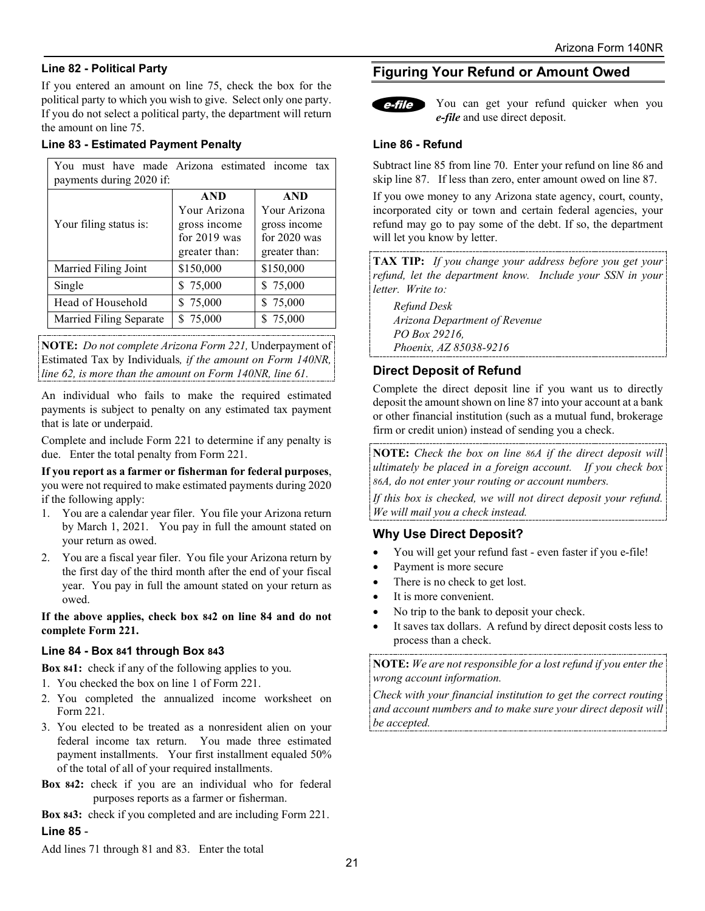### Line 82 - Political Party

If you entered an amount on line 75, check the box for the political party to which you wish to give. Select only one party. If you do not select a political party, the department will return the amount on line 75.

### Line 83 - Estimated Payment Penalty

| You must have made Arizona estimated income tax payments during 2020 if: | | |
|---|---|---|
| Your filing status is: | **AND** Your Arizona gross income for 2019 was greater than: | **AND** Your Arizona gross income for 2020 was greater than: |
| Married Filing Joint | $150,000 | $150,000 |
| Single | $ 75,000 | $ 75,000 |
| Head of Household | $ 75,000 | $ 75,000 |
| Married Filing Separate | $ 75,000 | $ 75,000 |

**NOTE:** *Do not complete Arizona Form 221,* Underpayment of Estimated Tax by Individuals*, if the amount on Form 140NR, line 62, is more than the amount on Form 140NR, line 61.*

An individual who fails to make the required estimated payments is subject to penalty on any estimated tax payment that is late or underpaid.

Complete and include Form 221 to determine if any penalty is due. Enter the total penalty from Form 221.

**If you report as a farmer or fisherman for federal purposes**, you were not required to make estimated payments during 2020 if the following apply:

1. You are a calendar year filer. You file your Arizona return by March 1, 2021. You pay in full the amount stated on your return as owed.
2. You are a fiscal year filer. You file your Arizona return by the first day of the third month after the end of your fiscal year. You pay in full the amount stated on your return as owed.

**If the above applies, check box 842 on line 84 and do not complete Form 221.**

### Line 84 - Box 841 through Box 843

**Box 841:** check if any of the following applies to you.

1. You checked the box on line 1 of Form 221.
2. You completed the annualized income worksheet on Form 221.
3. You elected to be treated as a nonresident alien on your federal income tax return. You made three estimated payment installments. Your first installment equaled 50% of the total of all of your required installments.

**Box 842:** check if you are an individual who for federal purposes reports as a farmer or fisherman.

**Box 843:** check if you completed and are including Form 221.

### Line 85 -

Add lines 71 through 81 and 83. Enter the total

## Figuring Your Refund or Amount Owed

*e-file* You can get your refund quicker when you *e-file* and use direct deposit.

### Line 86 - Refund

Subtract line 85 from line 70. Enter your refund on line 86 and skip line 87. If less than zero, enter amount owed on line 87.

If you owe money to any Arizona state agency, court, county, incorporated city or town and certain federal agencies, your refund may go to pay some of the debt. If so, the department will let you know by letter.

**TAX TIP:** *If you change your address before you get your refund, let the department know. Include your SSN in your letter. Write to:*

*Refund Desk*
*Arizona Department of Revenue*
*PO Box 29216,*
*Phoenix, AZ 85038-9216*

### Direct Deposit of Refund

Complete the direct deposit line if you want us to directly deposit the amount shown on line 87 into your account at a bank or other financial institution (such as a mutual fund, brokerage firm or credit union) instead of sending you a check.

**NOTE:** *Check the box on line 86A if the direct deposit will ultimately be placed in a foreign account. If you check box 86A, do not enter your routing or account numbers.*

*If this box is checked, we will not direct deposit your refund. We will mail you a check instead.*

### Why Use Direct Deposit?

- You will get your refund fast - even faster if you e-file!
- Payment is more secure
- There is no check to get lost.
- It is more convenient.
- No trip to the bank to deposit your check.
- It saves tax dollars. A refund by direct deposit costs less to process than a check.

**NOTE:** *We are not responsible for a lost refund if you enter the wrong account information.*

*Check with your financial institution to get the correct routing and account numbers and to make sure your direct deposit will be accepted.*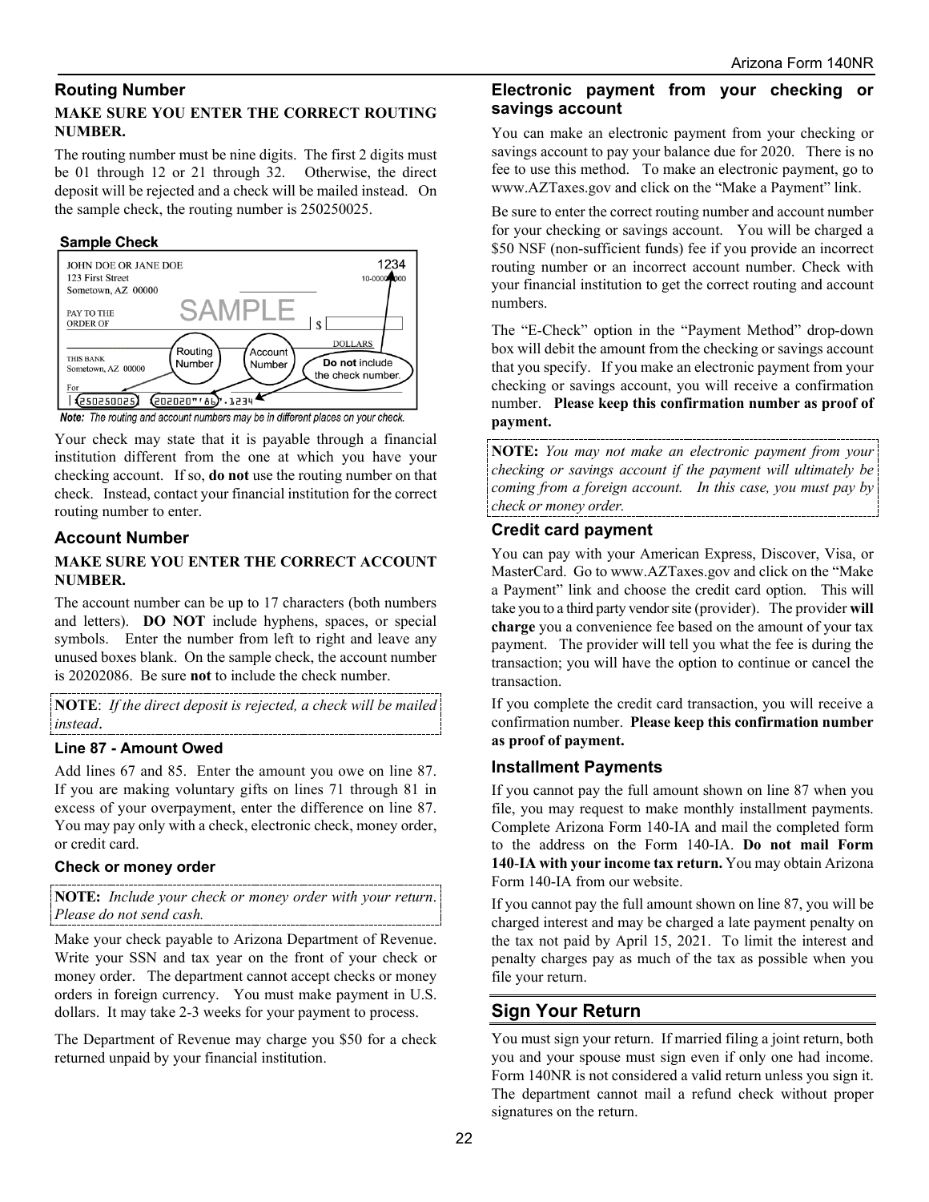## Routing Number

**MAKE SURE YOU ENTER THE CORRECT ROUTING NUMBER.**

The routing number must be nine digits. The first 2 digits must be 01 through 12 or 21 through 32. Otherwise, the direct deposit will be rejected and a check will be mailed instead. On the sample check, the routing number is 250250025.

**Sample Check**

JOHN DOE OR JANE DOE
123 First Street
Sometown, AZ 00000

1234
10-0000/0000

PAY TO THE ORDER OF

SAMPLE

$

DOLLARS

THIS BANK
Sometown, AZ 00000

For

Routing Number

Account Number

**Do not** include the check number.

250250025 202020"'86". 1234

***Note:** The routing and account numbers may be in different places on your check.*

Your check may state that it is payable through a financial institution different from the one at which you have your checking account. If so, **do not** use the routing number on that check. Instead, contact your financial institution for the correct routing number to enter.

## Account Number

**MAKE SURE YOU ENTER THE CORRECT ACCOUNT NUMBER.**

The account number can be up to 17 characters (both numbers and letters). **DO NOT** include hyphens, spaces, or special symbols. Enter the number from left to right and leave any unused boxes blank. On the sample check, the account number is 20202086. Be sure **not** to include the check number.

**NOTE**: *If the direct deposit is rejected, a check will be mailed instead*.

### Line 87 - Amount Owed

Add lines 67 and 85. Enter the amount you owe on line 87. If you are making voluntary gifts on lines 71 through 81 in excess of your overpayment, enter the difference on line 87. You may pay only with a check, electronic check, money order, or credit card.

### Check or money order

**NOTE:** *Include your check or money order with your return. Please do not send cash.*

Make your check payable to Arizona Department of Revenue. Write your SSN and tax year on the front of your check or money order. The department cannot accept checks or money orders in foreign currency. You must make payment in U.S. dollars. It may take 2-3 weeks for your payment to process.

The Department of Revenue may charge you $50 for a check returned unpaid by your financial institution.

## Electronic payment from your checking or savings account

You can make an electronic payment from your checking or savings account to pay your balance due for 2020. There is no fee to use this method. To make an electronic payment, go to www.AZTaxes.gov and click on the "Make a Payment" link.

Be sure to enter the correct routing number and account number for your checking or savings account. You will be charged a $50 NSF (non-sufficient funds) fee if you provide an incorrect routing number or an incorrect account number. Check with your financial institution to get the correct routing and account numbers.

The "E-Check" option in the "Payment Method" drop-down box will debit the amount from the checking or savings account that you specify. If you make an electronic payment from your checking or savings account, you will receive a confirmation number. **Please keep this confirmation number as proof of payment.**

**NOTE:** *You may not make an electronic payment from your checking or savings account if the payment will ultimately be coming from a foreign account. In this case, you must pay by check or money order.*

## Credit card payment

You can pay with your American Express, Discover, Visa, or MasterCard. Go to www.AZTaxes.gov and click on the "Make a Payment" link and choose the credit card option. This will take you to a third party vendor site (provider). The provider **will charge** you a convenience fee based on the amount of your tax payment. The provider will tell you what the fee is during the transaction; you will have the option to continue or cancel the transaction.

If you complete the credit card transaction, you will receive a confirmation number. **Please keep this confirmation number as proof of payment.**

## Installment Payments

If you cannot pay the full amount shown on line 87 when you file, you may request to make monthly installment payments. Complete Arizona Form 140-IA and mail the completed form to the address on the Form 140-IA. **Do not mail Form 140-IA with your income tax return.** You may obtain Arizona Form 140-IA from our website.

If you cannot pay the full amount shown on line 87, you will be charged interest and may be charged a late payment penalty on the tax not paid by April 15, 2021. To limit the interest and penalty charges pay as much of the tax as possible when you file your return.

## Sign Your Return

You must sign your return. If married filing a joint return, both you and your spouse must sign even if only one had income. Form 140NR is not considered a valid return unless you sign it. The department cannot mail a refund check without proper signatures on the return.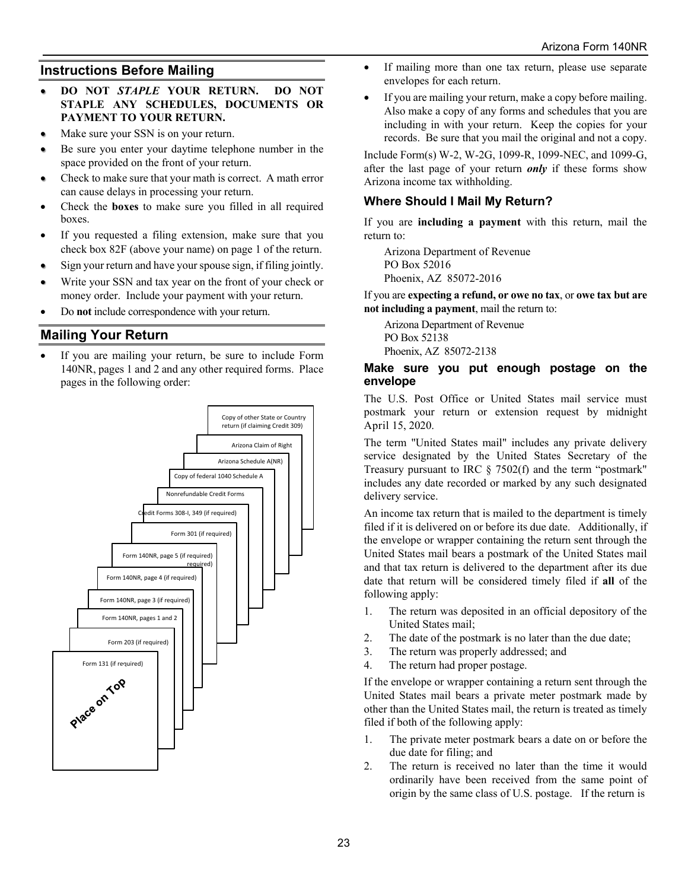## Instructions Before Mailing

- **DO NOT *STAPLE* YOUR RETURN. DO NOT STAPLE ANY SCHEDULES, DOCUMENTS OR PAYMENT TO YOUR RETURN.**
- Make sure your SSN is on your return.
- Be sure you enter your daytime telephone number in the space provided on the front of your return.
- Check to make sure that your math is correct. A math error can cause delays in processing your return.
- Check the **boxes** to make sure you filled in all required boxes.
- If you requested a filing extension, make sure that you check box 82F (above your name) on page 1 of the return.
- Sign your return and have your spouse sign, if filing jointly.
- Write your SSN and tax year on the front of your check or money order. Include your payment with your return.
- Do **not** include correspondence with your return.

## Mailing Your Return

- If you are mailing your return, be sure to include Form 140NR, pages 1 and 2 and any other required forms. Place pages in the following order:

Copy of other State or Country return (if claiming Credit 309)
Arizona Claim of Right
Arizona Schedule A(NR)
Copy of federal 1040 Schedule A
Nonrefundable Credit Forms
Credit Forms 308-I, 349 (if required)
Form 301 (if required)
Form 140NR, page 5 (if required)
Form 140NR, page 4 (if required)
Form 140NR, page 3 (if required)
Form 140NR, pages 1 and 2
Form 203 (if required)
Form 131 (if required)
Place on Top

- If mailing more than one tax return, please use separate envelopes for each return.
- If you are mailing your return, make a copy before mailing. Also make a copy of any forms and schedules that you are including in with your return. Keep the copies for your records. Be sure that you mail the original and not a copy.

Include Form(s) W-2, W-2G, 1099-R, 1099-NEC, and 1099-G, after the last page of your return ***only*** if these forms show Arizona income tax withholding.

### Where Should I Mail My Return?

If you are **including a payment** with this return, mail the return to:

Arizona Department of Revenue
PO Box 52016
Phoenix, AZ 85072-2016

If you are **expecting a refund, or owe no tax**, or **owe tax but are not including a payment**, mail the return to:

Arizona Department of Revenue
PO Box 52138
Phoenix, AZ 85072-2138

### Make sure you put enough postage on the envelope

The U.S. Post Office or United States mail service must postmark your return or extension request by midnight April 15, 2020.

The term "United States mail" includes any private delivery service designated by the United States Secretary of the Treasury pursuant to IRC § 7502(f) and the term "postmark" includes any date recorded or marked by any such designated delivery service.

An income tax return that is mailed to the department is timely filed if it is delivered on or before its due date. Additionally, if the envelope or wrapper containing the return sent through the United States mail bears a postmark of the United States mail and that tax return is delivered to the department after its due date that return will be considered timely filed if **all** of the following apply:

1. The return was deposited in an official depository of the United States mail;
2. The date of the postmark is no later than the due date;
3. The return was properly addressed; and
4. The return had proper postage.

If the envelope or wrapper containing a return sent through the United States mail bears a private meter postmark made by other than the United States mail, the return is treated as timely filed if both of the following apply:

1. The private meter postmark bears a date on or before the due date for filing; and
2. The return is received no later than the time it would ordinarily have been received from the same point of origin by the same class of U.S. postage. If the return is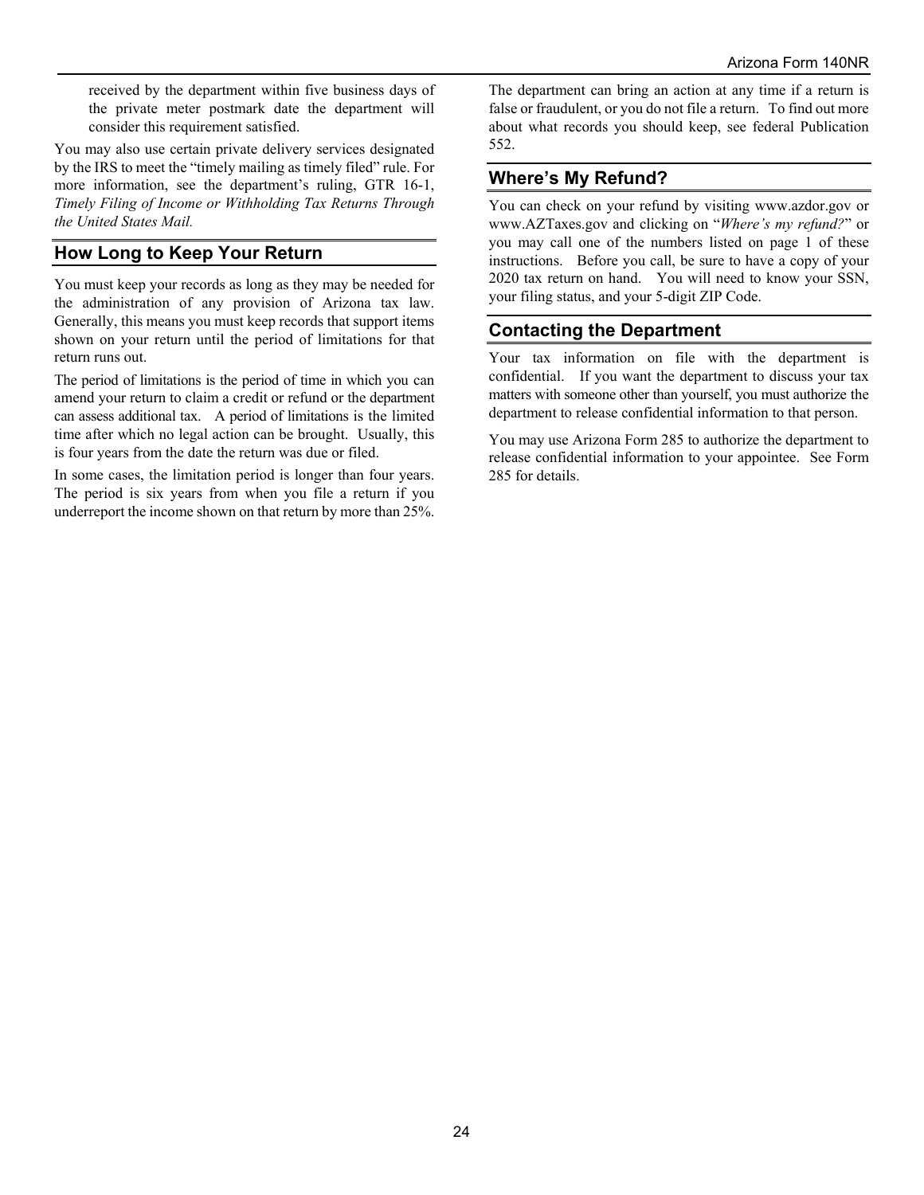received by the department within five business days of the private meter postmark date the department will consider this requirement satisfied.

You may also use certain private delivery services designated by the IRS to meet the "timely mailing as timely filed" rule. For more information, see the department's ruling, GTR 16-1, *Timely Filing of Income or Withholding Tax Returns Through the United States Mail.*

## How Long to Keep Your Return

You must keep your records as long as they may be needed for the administration of any provision of Arizona tax law. Generally, this means you must keep records that support items shown on your return until the period of limitations for that return runs out.

The period of limitations is the period of time in which you can amend your return to claim a credit or refund or the department can assess additional tax. A period of limitations is the limited time after which no legal action can be brought. Usually, this is four years from the date the return was due or filed.

In some cases, the limitation period is longer than four years. The period is six years from when you file a return if you underreport the income shown on that return by more than 25%. The department can bring an action at any time if a return is false or fraudulent, or you do not file a return. To find out more about what records you should keep, see federal Publication 552.

## Where's My Refund?

You can check on your refund by visiting www.azdor.gov or www.AZTaxes.gov and clicking on "*Where's my refund?*" or you may call one of the numbers listed on page 1 of these instructions. Before you call, be sure to have a copy of your 2020 tax return on hand. You will need to know your SSN, your filing status, and your 5-digit ZIP Code.

## Contacting the Department

Your tax information on file with the department is confidential. If you want the department to discuss your tax matters with someone other than yourself, you must authorize the department to release confidential information to that person.

You may use Arizona Form 285 to authorize the department to release confidential information to your appointee. See Form 285 for details.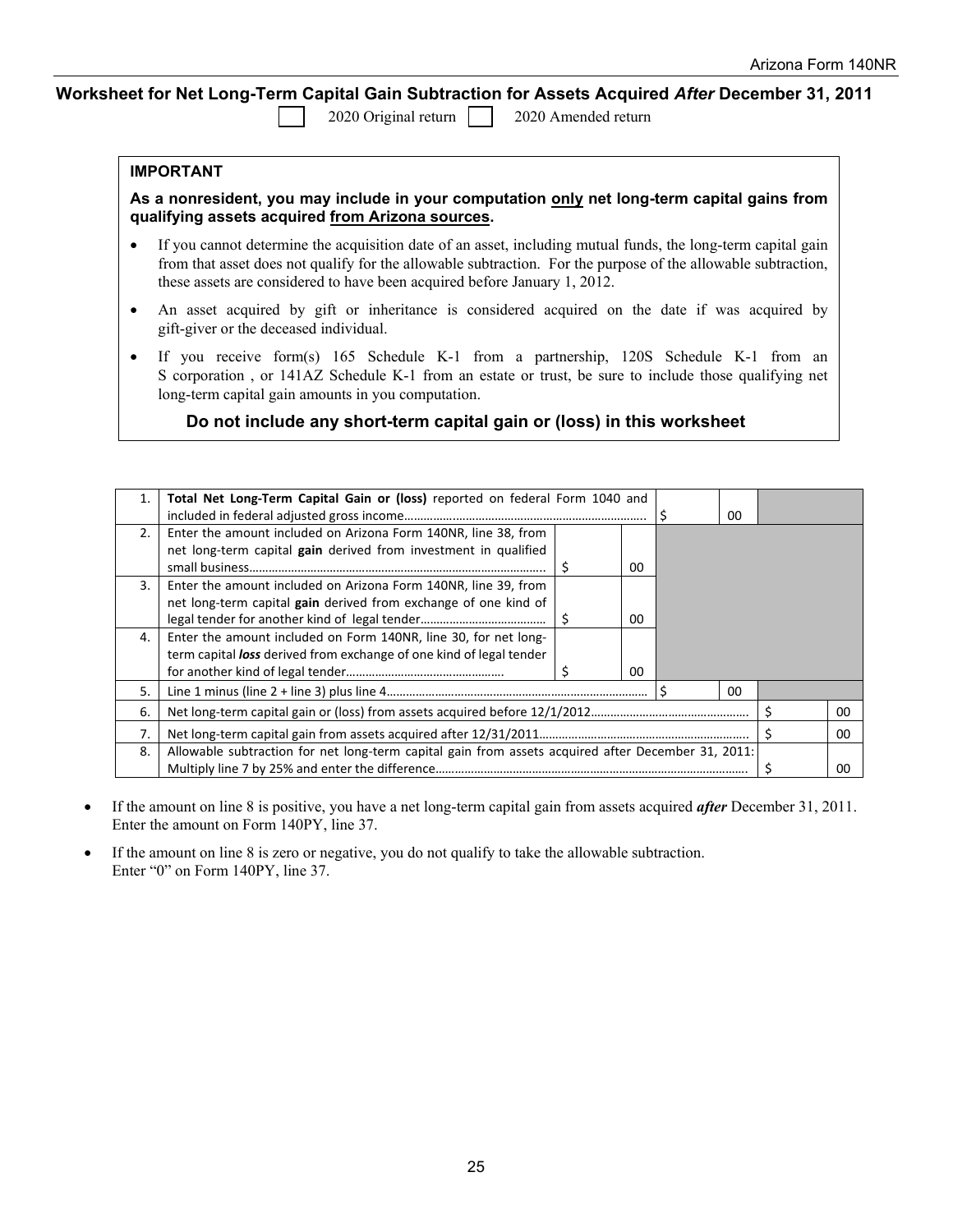## Worksheet for Net Long-Term Capital Gain Subtraction for Assets Acquired *After* December 31, 2011

☐ 2020 Original return ☐ 2020 Amended return

**IMPORTANT**

**As a nonresident, you may include in your computation only net long-term capital gains from qualifying assets acquired from Arizona sources.**

- If you cannot determine the acquisition date of an asset, including mutual funds, the long-term capital gain from that asset does not qualify for the allowable subtraction. For the purpose of the allowable subtraction, these assets are considered to have been acquired before January 1, 2012.
- An asset acquired by gift or inheritance is considered acquired on the date if was acquired by gift-giver or the deceased individual.
- If you receive form(s) 165 Schedule K-1 from a partnership, 120S Schedule K-1 from an S corporation , or 141AZ Schedule K-1 from an estate or trust, be sure to include those qualifying net long-term capital gain amounts in you computation.

**Do not include any short-term capital gain or (loss) in this worksheet**

| | | | | | |
|---|---|---|---|---|---|
| 1. | **Total Net Long-Term Capital Gain or (loss)** reported on federal Form 1040 and included in federal adjusted gross income.......... | | | $ 00 | |
| 2. | Enter the amount included on Arizona Form 140NR, line 38, from net long-term capital **gain** derived from investment in qualified small business.......... | $ | 00 | | |
| 3. | Enter the amount included on Arizona Form 140NR, line 39, from net long-term capital **gain** derived from exchange of one kind of legal tender for another kind of legal tender.......... | $ | 00 | | |
| 4. | Enter the amount included on Form 140NR, line 30, for net long-term capital ***loss*** derived from exchange of one kind of legal tender for another kind of legal tender.......... | $ | 00 | | |
| 5. | Line 1 minus (line 2 + line 3) plus line 4.......... | | | $ 00 | |
| 6. | Net long-term capital gain or (loss) from assets acquired before 12/1/2012.......... | | | | $ 00 |
| 7. | Net long-term capital gain from assets acquired after 12/31/2011.......... | | | | $ 00 |
| 8. | Allowable subtraction for net long-term capital gain from assets acquired after December 31, 2011: Multiply line 7 by 25% and enter the difference.......... | | | | $ 00 |

- If the amount on line 8 is positive, you have a net long-term capital gain from assets acquired ***after*** December 31, 2011. Enter the amount on Form 140PY, line 37.
- If the amount on line 8 is zero or negative, you do not qualify to take the allowable subtraction. Enter "0" on Form 140PY, line 37.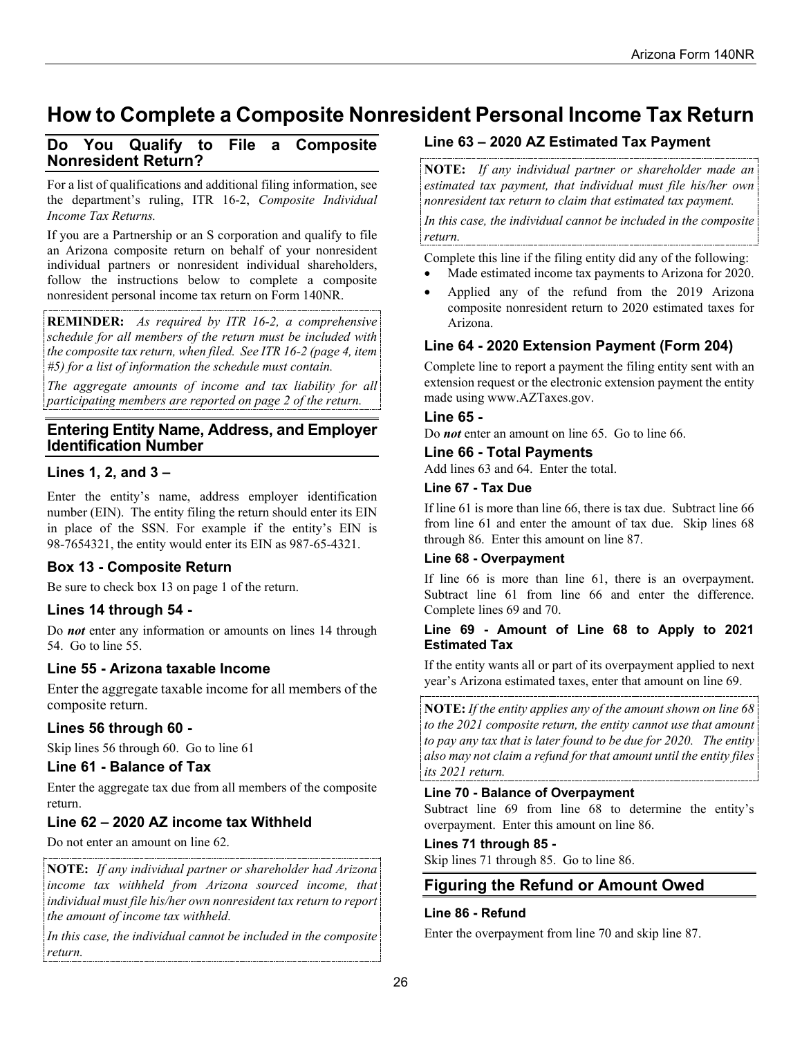# How to Complete a Composite Nonresident Personal Income Tax Return

## Do You Qualify to File a Composite Nonresident Return?

For a list of qualifications and additional filing information, see the department's ruling, ITR 16-2, *Composite Individual Income Tax Returns.*

If you are a Partnership or an S corporation and qualify to file an Arizona composite return on behalf of your nonresident individual partners or nonresident individual shareholders, follow the instructions below to complete a composite nonresident personal income tax return on Form 140NR.

**REMINDER:** *As required by ITR 16-2, a comprehensive schedule for all members of the return must be included with the composite tax return, when filed. See ITR 16-2 (page 4, item #5) for a list of information the schedule must contain.*

*The aggregate amounts of income and tax liability for all participating members are reported on page 2 of the return.*

## Entering Entity Name, Address, and Employer Identification Number

### Lines 1, 2, and 3 –

Enter the entity's name, address employer identification number (EIN). The entity filing the return should enter its EIN in place of the SSN. For example if the entity's EIN is 98-7654321, the entity would enter its EIN as 987-65-4321.

### Box 13 - Composite Return

Be sure to check box 13 on page 1 of the return.

### Lines 14 through 54 -

Do ***not*** enter any information or amounts on lines 14 through 54. Go to line 55.

### Line 55 - Arizona taxable Income

Enter the aggregate taxable income for all members of the composite return.

### Lines 56 through 60 -

Skip lines 56 through 60. Go to line 61

### Line 61 - Balance of Tax

Enter the aggregate tax due from all members of the composite return.

### Line 62 – 2020 AZ income tax Withheld

Do not enter an amount on line 62.

**NOTE:** *If any individual partner or shareholder had Arizona income tax withheld from Arizona sourced income, that individual must file his/her own nonresident tax return to report the amount of income tax withheld.*

*In this case, the individual cannot be included in the composite return.*

### Line 63 – 2020 AZ Estimated Tax Payment

**NOTE:** *If any individual partner or shareholder made an estimated tax payment, that individual must file his/her own nonresident tax return to claim that estimated tax payment.*

*In this case, the individual cannot be included in the composite return.*

Complete this line if the filing entity did any of the following:

- Made estimated income tax payments to Arizona for 2020.
- Applied any of the refund from the 2019 Arizona composite nonresident return to 2020 estimated taxes for Arizona.

### Line 64 - 2020 Extension Payment (Form 204)

Complete line to report a payment the filing entity sent with an extension request or the electronic extension payment the entity made using www.AZTaxes.gov.

### Line 65 -

Do ***not*** enter an amount on line 65. Go to line 66.

### Line 66 - Total Payments

Add lines 63 and 64. Enter the total.

### Line 67 - Tax Due

If line 61 is more than line 66, there is tax due. Subtract line 66 from line 61 and enter the amount of tax due. Skip lines 68 through 86. Enter this amount on line 87.

### Line 68 - Overpayment

If line 66 is more than line 61, there is an overpayment. Subtract line 61 from line 66 and enter the difference. Complete lines 69 and 70.

### Line 69 - Amount of Line 68 to Apply to 2021 Estimated Tax

If the entity wants all or part of its overpayment applied to next year's Arizona estimated taxes, enter that amount on line 69.

**NOTE:** *If the entity applies any of the amount shown on line 68 to the 2021 composite return, the entity cannot use that amount to pay any tax that is later found to be due for 2020. The entity also may not claim a refund for that amount until the entity files its 2021 return.*

### Line 70 - Balance of Overpayment

Subtract line 69 from line 68 to determine the entity's overpayment. Enter this amount on line 86.

### Lines 71 through 85 -

Skip lines 71 through 85. Go to line 86.

## Figuring the Refund or Amount Owed

### Line 86 - Refund

Enter the overpayment from line 70 and skip line 87.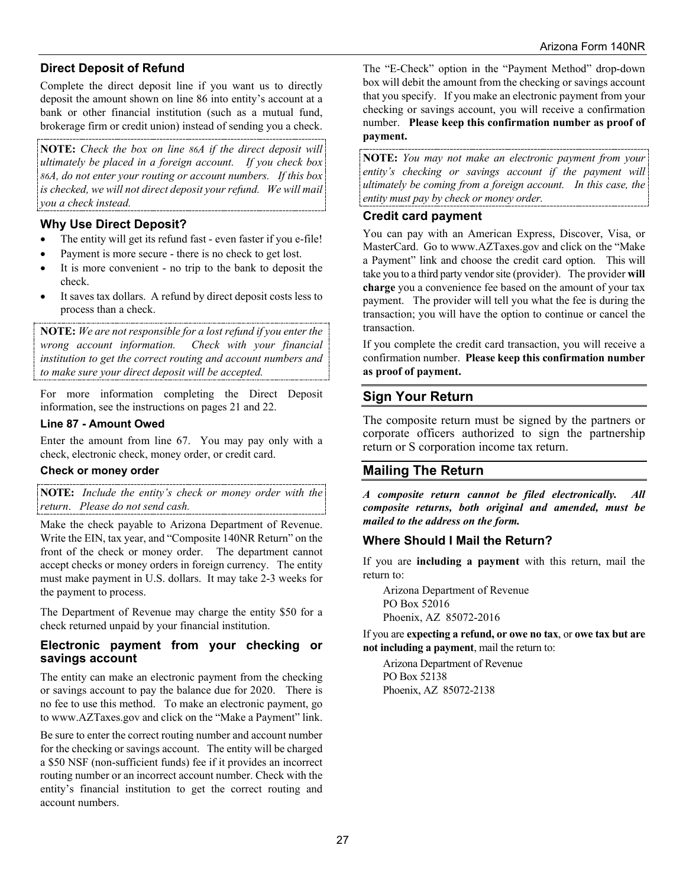## Direct Deposit of Refund

Complete the direct deposit line if you want us to directly deposit the amount shown on line 86 into entity's account at a bank or other financial institution (such as a mutual fund, brokerage firm or credit union) instead of sending you a check.

**NOTE:** *Check the box on line 86A if the direct deposit will ultimately be placed in a foreign account. If you check box 86A, do not enter your routing or account numbers. If this box is checked, we will not direct deposit your refund. We will mail you a check instead.*

### Why Use Direct Deposit?

- The entity will get its refund fast - even faster if you e-file!
- Payment is more secure - there is no check to get lost.
- It is more convenient - no trip to the bank to deposit the check.
- It saves tax dollars. A refund by direct deposit costs less to process than a check.

**NOTE:** *We are not responsible for a lost refund if you enter the wrong account information. Check with your financial institution to get the correct routing and account numbers and to make sure your direct deposit will be accepted.*

For more information completing the Direct Deposit information, see the instructions on pages 21 and 22.

#### Line 87 - Amount Owed

Enter the amount from line 67. You may pay only with a check, electronic check, money order, or credit card.

#### Check or money order

**NOTE:** *Include the entity's check or money order with the return. Please do not send cash.*

Make the check payable to Arizona Department of Revenue. Write the EIN, tax year, and "Composite 140NR Return" on the front of the check or money order. The department cannot accept checks or money orders in foreign currency. The entity must make payment in U.S. dollars. It may take 2-3 weeks for the payment to process.

The Department of Revenue may charge the entity $50 for a check returned unpaid by your financial institution.

### Electronic payment from your checking or savings account

The entity can make an electronic payment from the checking or savings account to pay the balance due for 2020. There is no fee to use this method. To make an electronic payment, go to www.AZTaxes.gov and click on the "Make a Payment" link.

Be sure to enter the correct routing number and account number for the checking or savings account. The entity will be charged a $50 NSF (non-sufficient funds) fee if it provides an incorrect routing number or an incorrect account number. Check with the entity's financial institution to get the correct routing and account numbers.

The "E-Check" option in the "Payment Method" drop-down box will debit the amount from the checking or savings account that you specify. If you make an electronic payment from your checking or savings account, you will receive a confirmation number. **Please keep this confirmation number as proof of payment.**

**NOTE:** *You may not make an electronic payment from your entity's checking or savings account if the payment will ultimately be coming from a foreign account. In this case, the entity must pay by check or money order.*

### Credit card payment

You can pay with an American Express, Discover, Visa, or MasterCard. Go to www.AZTaxes.gov and click on the "Make a Payment" link and choose the credit card option. This will take you to a third party vendor site (provider). The provider **will charge** you a convenience fee based on the amount of your tax payment. The provider will tell you what the fee is during the transaction; you will have the option to continue or cancel the transaction.

If you complete the credit card transaction, you will receive a confirmation number. **Please keep this confirmation number as proof of payment.**

## Sign Your Return

The composite return must be signed by the partners or corporate officers authorized to sign the partnership return or S corporation income tax return.

## Mailing The Return

***A composite return cannot be filed electronically. All composite returns, both original and amended, must be mailed to the address on the form.***

### Where Should I Mail the Return?

If you are **including a payment** with this return, mail the return to:

Arizona Department of Revenue
PO Box 52016
Phoenix, AZ 85072-2016

If you are **expecting a refund, or owe no tax**, or **owe tax but are not including a payment**, mail the return to:

Arizona Department of Revenue
PO Box 52138
Phoenix, AZ 85072-2138